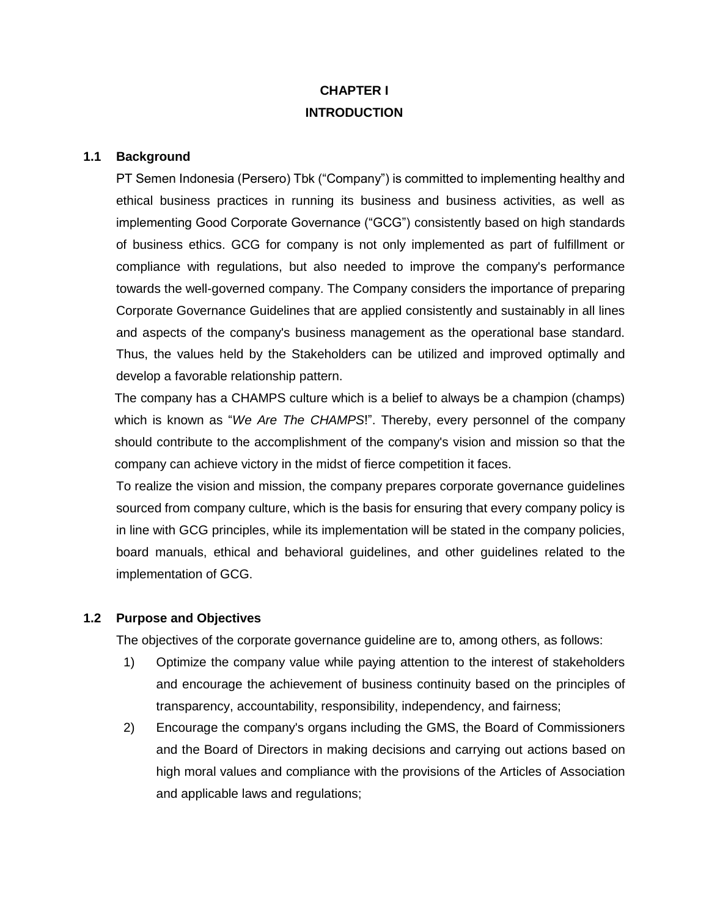# CHAPTER I
# INTRODUCTION

## 1.1 Background

PT Semen Indonesia (Persero) Tbk ("Company") is committed to implementing healthy and ethical business practices in running its business and business activities, as well as implementing Good Corporate Governance ("GCG") consistently based on high standards of business ethics. GCG for company is not only implemented as part of fulfillment or compliance with regulations, but also needed to improve the company's performance towards the well-governed company. The Company considers the importance of preparing Corporate Governance Guidelines that are applied consistently and sustainably in all lines and aspects of the company's business management as the operational base standard. Thus, the values held by the Stakeholders can be utilized and improved optimally and develop a favorable relationship pattern.

The company has a CHAMPS culture which is a belief to always be a champion (champs) which is known as "*We Are The CHAMPS*!". Thereby, every personnel of the company should contribute to the accomplishment of the company's vision and mission so that the company can achieve victory in the midst of fierce competition it faces.

To realize the vision and mission, the company prepares corporate governance guidelines sourced from company culture, which is the basis for ensuring that every company policy is in line with GCG principles, while its implementation will be stated in the company policies, board manuals, ethical and behavioral guidelines, and other guidelines related to the implementation of GCG.

## 1.2 Purpose and Objectives

The objectives of the corporate governance guideline are to, among others, as follows:

1) Optimize the company value while paying attention to the interest of stakeholders and encourage the achievement of business continuity based on the principles of transparency, accountability, responsibility, independency, and fairness;
2) Encourage the company's organs including the GMS, the Board of Commissioners and the Board of Directors in making decisions and carrying out actions based on high moral values and compliance with the provisions of the Articles of Association and applicable laws and regulations;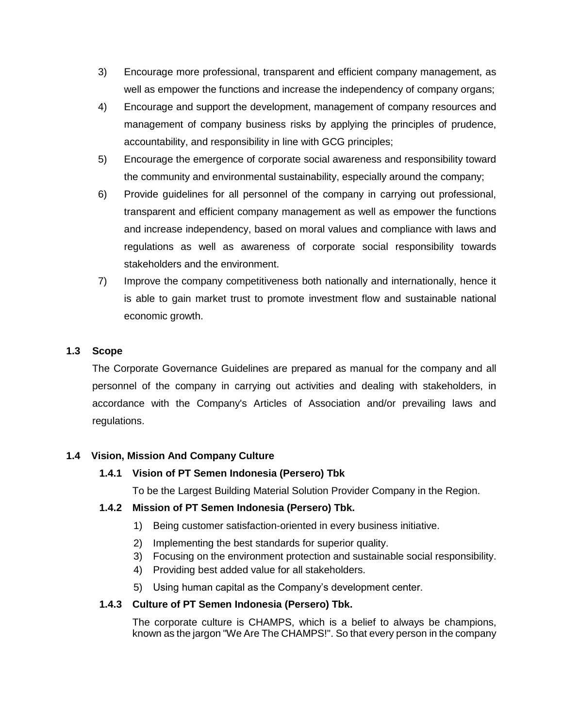3) Encourage more professional, transparent and efficient company management, as well as empower the functions and increase the independency of company organs;
4) Encourage and support the development, management of company resources and management of company business risks by applying the principles of prudence, accountability, and responsibility in line with GCG principles;
5) Encourage the emergence of corporate social awareness and responsibility toward the community and environmental sustainability, especially around the company;
6) Provide guidelines for all personnel of the company in carrying out professional, transparent and efficient company management as well as empower the functions and increase independency, based on moral values and compliance with laws and regulations as well as awareness of corporate social responsibility towards stakeholders and the environment.
7) Improve the company competitiveness both nationally and internationally, hence it is able to gain market trust to promote investment flow and sustainable national economic growth.

## 1.3 Scope

The Corporate Governance Guidelines are prepared as manual for the company and all personnel of the company in carrying out activities and dealing with stakeholders, in accordance with the Company's Articles of Association and/or prevailing laws and regulations.

## 1.4 Vision, Mission And Company Culture

### 1.4.1 Vision of PT Semen Indonesia (Persero) Tbk

To be the Largest Building Material Solution Provider Company in the Region.

### 1.4.2 Mission of PT Semen Indonesia (Persero) Tbk.

1) Being customer satisfaction-oriented in every business initiative.
2) Implementing the best standards for superior quality.
3) Focusing on the environment protection and sustainable social responsibility.
4) Providing best added value for all stakeholders.
5) Using human capital as the Company's development center.

### 1.4.3 Culture of PT Semen Indonesia (Persero) Tbk.

The corporate culture is CHAMPS, which is a belief to always be champions, known as the jargon "We Are The CHAMPS!". So that every person in the company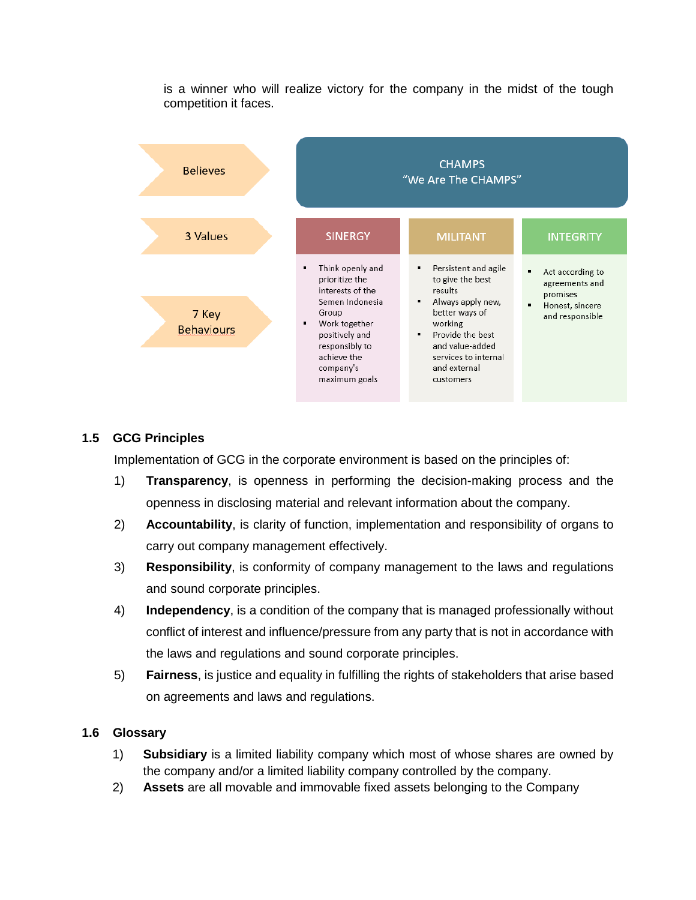is a winner who will realize victory for the company in the midst of the tough competition it faces.

| Believes | CHAMPS<br>"We Are The CHAMPS" | | |
|---|---|---|---|
| 3 Values | SINERGY | MILITANT | INTEGRITY |
| 7 Key Behaviours | ▪ Think openly and prioritize the interests of the Semen Indonesia Group<br>▪ Work together positively and responsibly to achieve the company's maximum goals | ▪ Persistent and agile to give the best results<br>▪ Always apply new, better ways of working<br>▪ Provide the best and value-added services to internal and external customers | ▪ Act according to agreements and promises<br>▪ Honest, sincere and responsible |

## 1.5 GCG Principles

Implementation of GCG in the corporate environment is based on the principles of:

1) **Transparency**, is openness in performing the decision-making process and the openness in disclosing material and relevant information about the company.
2) **Accountability**, is clarity of function, implementation and responsibility of organs to carry out company management effectively.
3) **Responsibility**, is conformity of company management to the laws and regulations and sound corporate principles.
4) **Independency**, is a condition of the company that is managed professionally without conflict of interest and influence/pressure from any party that is not in accordance with the laws and regulations and sound corporate principles.
5) **Fairness**, is justice and equality in fulfilling the rights of stakeholders that arise based on agreements and laws and regulations.

## 1.6 Glossary

1) **Subsidiary** is a limited liability company which most of whose shares are owned by the company and/or a limited liability company controlled by the company.
2) **Assets** are all movable and immovable fixed assets belonging to the Company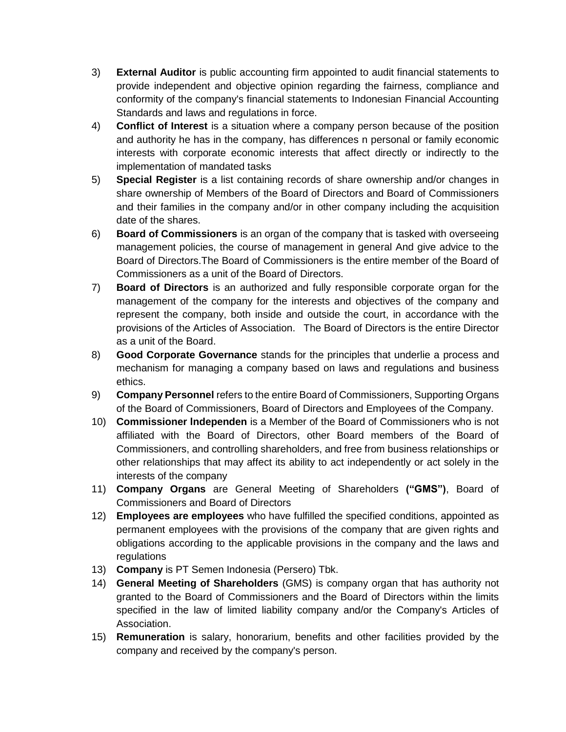3) **External Auditor** is public accounting firm appointed to audit financial statements to provide independent and objective opinion regarding the fairness, compliance and conformity of the company's financial statements to Indonesian Financial Accounting Standards and laws and regulations in force.
4) **Conflict of Interest** is a situation where a company person because of the position and authority he has in the company, has differences n personal or family economic interests with corporate economic interests that affect directly or indirectly to the implementation of mandated tasks
5) **Special Register** is a list containing records of share ownership and/or changes in share ownership of Members of the Board of Directors and Board of Commissioners and their families in the company and/or in other company including the acquisition date of the shares.
6) **Board of Commissioners** is an organ of the company that is tasked with overseeing management policies, the course of management in general And give advice to the Board of Directors.The Board of Commissioners is the entire member of the Board of Commissioners as a unit of the Board of Directors.
7) **Board of Directors** is an authorized and fully responsible corporate organ for the management of the company for the interests and objectives of the company and represent the company, both inside and outside the court, in accordance with the provisions of the Articles of Association. The Board of Directors is the entire Director as a unit of the Board.
8) **Good Corporate Governance** stands for the principles that underlie a process and mechanism for managing a company based on laws and regulations and business ethics.
9) **Company Personnel** refers to the entire Board of Commissioners, Supporting Organs of the Board of Commissioners, Board of Directors and Employees of the Company.
10) **Commissioner Independen** is a Member of the Board of Commissioners who is not affiliated with the Board of Directors, other Board members of the Board of Commissioners, and controlling shareholders, and free from business relationships or other relationships that may affect its ability to act independently or act solely in the interests of the company
11) **Company Organs** are General Meeting of Shareholders **("GMS")**, Board of Commissioners and Board of Directors
12) **Employees are employees** who have fulfilled the specified conditions, appointed as permanent employees with the provisions of the company that are given rights and obligations according to the applicable provisions in the company and the laws and regulations
13) **Company** is PT Semen Indonesia (Persero) Tbk.
14) **General Meeting of Shareholders** (GMS) is company organ that has authority not granted to the Board of Commissioners and the Board of Directors within the limits specified in the law of limited liability company and/or the Company's Articles of Association.
15) **Remuneration** is salary, honorarium, benefits and other facilities provided by the company and received by the company's person.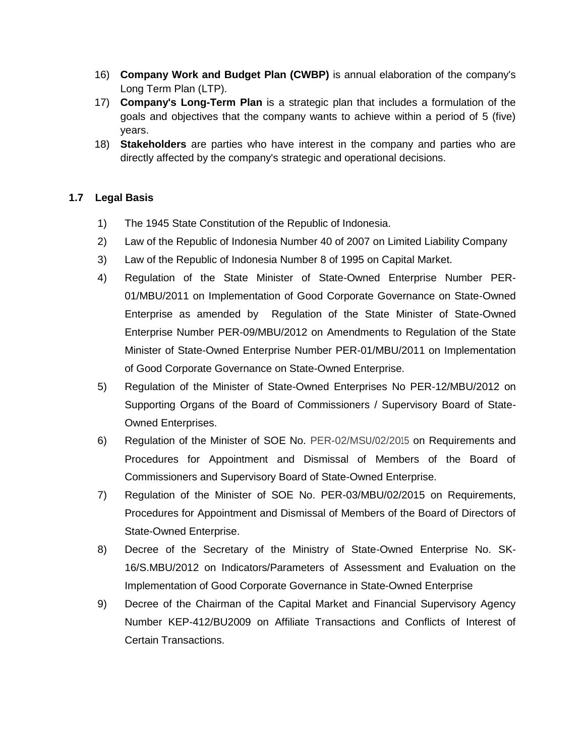16) **Company Work and Budget Plan (CWBP)** is annual elaboration of the company's Long Term Plan (LTP).
17) **Company's Long-Term Plan** is a strategic plan that includes a formulation of the goals and objectives that the company wants to achieve within a period of 5 (five) years.
18) **Stakeholders** are parties who have interest in the company and parties who are directly affected by the company's strategic and operational decisions.

### 1.7 Legal Basis

1) The 1945 State Constitution of the Republic of Indonesia.
2) Law of the Republic of Indonesia Number 40 of 2007 on Limited Liability Company
3) Law of the Republic of Indonesia Number 8 of 1995 on Capital Market.
4) Regulation of the State Minister of State-Owned Enterprise Number PER-01/MBU/2011 on Implementation of Good Corporate Governance on State-Owned Enterprise as amended by Regulation of the State Minister of State-Owned Enterprise Number PER-09/MBU/2012 on Amendments to Regulation of the State Minister of State-Owned Enterprise Number PER-01/MBU/2011 on Implementation of Good Corporate Governance on State-Owned Enterprise.
5) Regulation of the Minister of State-Owned Enterprises No PER-12/MBU/2012 on Supporting Organs of the Board of Commissioners / Supervisory Board of State-Owned Enterprises.
6) Regulation of the Minister of SOE No. PER-02/MSU/02/2015 on Requirements and Procedures for Appointment and Dismissal of Members of the Board of Commissioners and Supervisory Board of State-Owned Enterprise.
7) Regulation of the Minister of SOE No. PER-03/MBU/02/2015 on Requirements, Procedures for Appointment and Dismissal of Members of the Board of Directors of State-Owned Enterprise.
8) Decree of the Secretary of the Ministry of State-Owned Enterprise No. SK-16/S.MBU/2012 on Indicators/Parameters of Assessment and Evaluation on the Implementation of Good Corporate Governance in State-Owned Enterprise
9) Decree of the Chairman of the Capital Market and Financial Supervisory Agency Number KEP-412/BU2009 on Affiliate Transactions and Conflicts of Interest of Certain Transactions.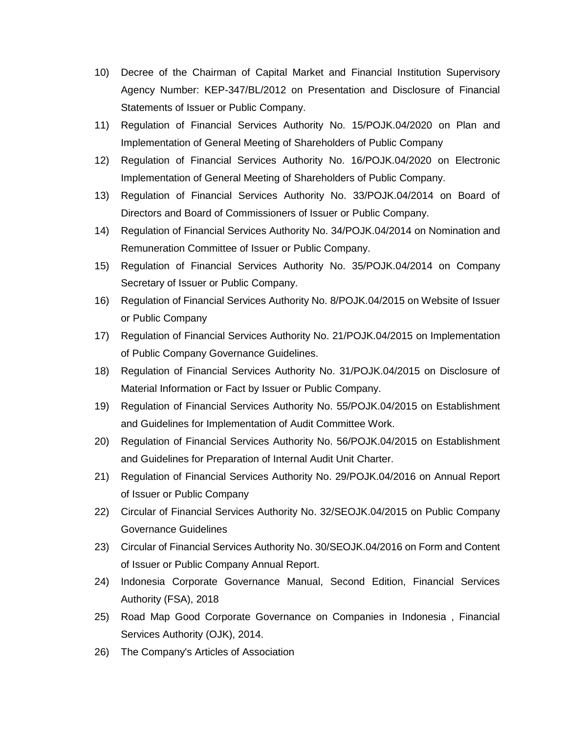10) Decree of the Chairman of Capital Market and Financial Institution Supervisory Agency Number: KEP-347/BL/2012 on Presentation and Disclosure of Financial Statements of Issuer or Public Company.
11) Regulation of Financial Services Authority No. 15/POJK.04/2020 on Plan and Implementation of General Meeting of Shareholders of Public Company
12) Regulation of Financial Services Authority No. 16/POJK.04/2020 on Electronic Implementation of General Meeting of Shareholders of Public Company.
13) Regulation of Financial Services Authority No. 33/POJK.04/2014 on Board of Directors and Board of Commissioners of Issuer or Public Company.
14) Regulation of Financial Services Authority No. 34/POJK.04/2014 on Nomination and Remuneration Committee of Issuer or Public Company.
15) Regulation of Financial Services Authority No. 35/POJK.04/2014 on Company Secretary of Issuer or Public Company.
16) Regulation of Financial Services Authority No. 8/POJK.04/2015 on Website of Issuer or Public Company
17) Regulation of Financial Services Authority No. 21/POJK.04/2015 on Implementation of Public Company Governance Guidelines.
18) Regulation of Financial Services Authority No. 31/POJK.04/2015 on Disclosure of Material Information or Fact by Issuer or Public Company.
19) Regulation of Financial Services Authority No. 55/POJK.04/2015 on Establishment and Guidelines for Implementation of Audit Committee Work.
20) Regulation of Financial Services Authority No. 56/POJK.04/2015 on Establishment and Guidelines for Preparation of Internal Audit Unit Charter.
21) Regulation of Financial Services Authority No. 29/POJK.04/2016 on Annual Report of Issuer or Public Company
22) Circular of Financial Services Authority No. 32/SEOJK.04/2015 on Public Company Governance Guidelines
23) Circular of Financial Services Authority No. 30/SEOJK.04/2016 on Form and Content of Issuer or Public Company Annual Report.
24) Indonesia Corporate Governance Manual, Second Edition, Financial Services Authority (FSA), 2018
25) Road Map Good Corporate Governance on Companies in Indonesia , Financial Services Authority (OJK), 2014.
26) The Company's Articles of Association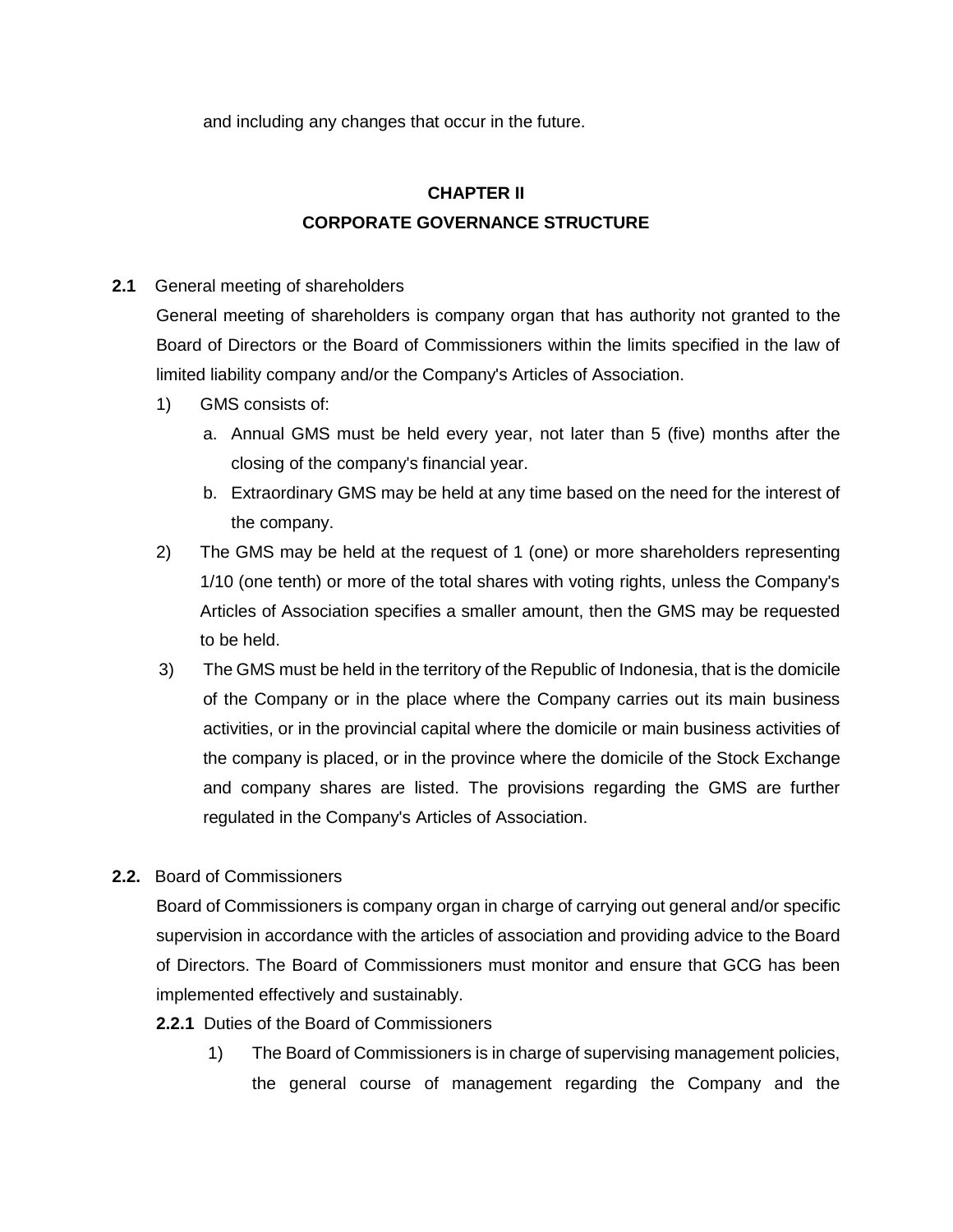and including any changes that occur in the future.

# CHAPTER II
# CORPORATE GOVERNANCE STRUCTURE

**2.1** General meeting of shareholders

General meeting of shareholders is company organ that has authority not granted to the Board of Directors or the Board of Commissioners within the limits specified in the law of limited liability company and/or the Company's Articles of Association.

1) GMS consists of:
   a. Annual GMS must be held every year, not later than 5 (five) months after the closing of the company's financial year.
   b. Extraordinary GMS may be held at any time based on the need for the interest of the company.
2) The GMS may be held at the request of 1 (one) or more shareholders representing 1/10 (one tenth) or more of the total shares with voting rights, unless the Company's Articles of Association specifies a smaller amount, then the GMS may be requested to be held.
3) The GMS must be held in the territory of the Republic of Indonesia, that is the domicile of the Company or in the place where the Company carries out its main business activities, or in the provincial capital where the domicile or main business activities of the company is placed, or in the province where the domicile of the Stock Exchange and company shares are listed. The provisions regarding the GMS are further regulated in the Company's Articles of Association.

**2.2.** Board of Commissioners

Board of Commissioners is company organ in charge of carrying out general and/or specific supervision in accordance with the articles of association and providing advice to the Board of Directors. The Board of Commissioners must monitor and ensure that GCG has been implemented effectively and sustainably.

**2.2.1** Duties of the Board of Commissioners

1) The Board of Commissioners is in charge of supervising management policies, the general course of management regarding the Company and the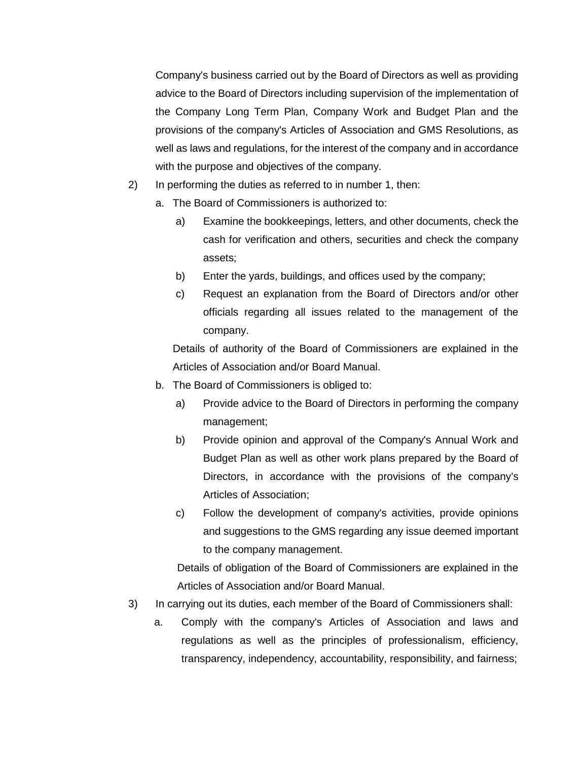Company's business carried out by the Board of Directors as well as providing advice to the Board of Directors including supervision of the implementation of the Company Long Term Plan, Company Work and Budget Plan and the provisions of the company's Articles of Association and GMS Resolutions, as well as laws and regulations, for the interest of the company and in accordance with the purpose and objectives of the company.

2) In performing the duties as referred to in number 1, then:

   a. The Board of Commissioners is authorized to:

      a) Examine the bookkeepings, letters, and other documents, check the cash for verification and others, securities and check the company assets;

      b) Enter the yards, buildings, and offices used by the company;

      c) Request an explanation from the Board of Directors and/or other officials regarding all issues related to the management of the company.

      Details of authority of the Board of Commissioners are explained in the Articles of Association and/or Board Manual.

   b. The Board of Commissioners is obliged to:

      a) Provide advice to the Board of Directors in performing the company management;

      b) Provide opinion and approval of the Company's Annual Work and Budget Plan as well as other work plans prepared by the Board of Directors, in accordance with the provisions of the company's Articles of Association;

      c) Follow the development of company's activities, provide opinions and suggestions to the GMS regarding any issue deemed important to the company management.

      Details of obligation of the Board of Commissioners are explained in the Articles of Association and/or Board Manual.

3) In carrying out its duties, each member of the Board of Commissioners shall:

   a. Comply with the company's Articles of Association and laws and regulations as well as the principles of professionalism, efficiency, transparency, independency, accountability, responsibility, and fairness;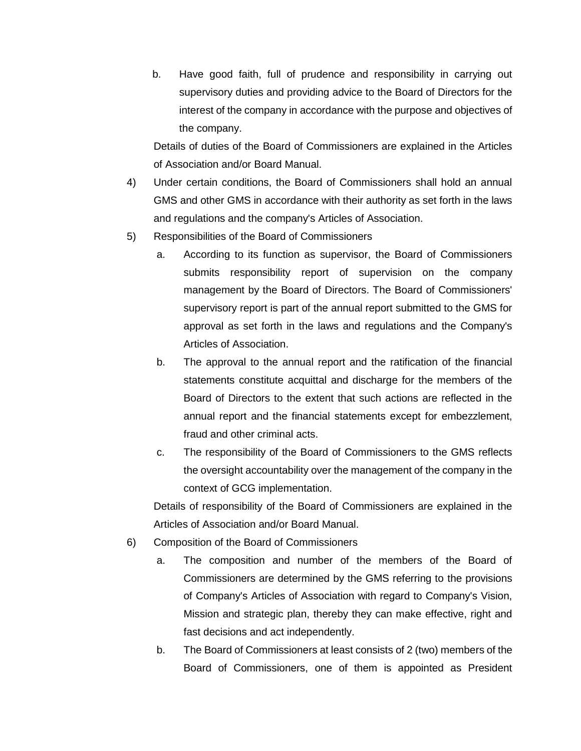b. Have good faith, full of prudence and responsibility in carrying out supervisory duties and providing advice to the Board of Directors for the interest of the company in accordance with the purpose and objectives of the company.

Details of duties of the Board of Commissioners are explained in the Articles of Association and/or Board Manual.

4) Under certain conditions, the Board of Commissioners shall hold an annual GMS and other GMS in accordance with their authority as set forth in the laws and regulations and the company's Articles of Association.

5) Responsibilities of the Board of Commissioners

   a. According to its function as supervisor, the Board of Commissioners submits responsibility report of supervision on the company management by the Board of Directors. The Board of Commissioners' supervisory report is part of the annual report submitted to the GMS for approval as set forth in the laws and regulations and the Company's Articles of Association.

   b. The approval to the annual report and the ratification of the financial statements constitute acquittal and discharge for the members of the Board of Directors to the extent that such actions are reflected in the annual report and the financial statements except for embezzlement, fraud and other criminal acts.

   c. The responsibility of the Board of Commissioners to the GMS reflects the oversight accountability over the management of the company in the context of GCG implementation.

   Details of responsibility of the Board of Commissioners are explained in the Articles of Association and/or Board Manual.

6) Composition of the Board of Commissioners

   a. The composition and number of the members of the Board of Commissioners are determined by the GMS referring to the provisions of Company's Articles of Association with regard to Company's Vision, Mission and strategic plan, thereby they can make effective, right and fast decisions and act independently.

   b. The Board of Commissioners at least consists of 2 (two) members of the Board of Commissioners, one of them is appointed as President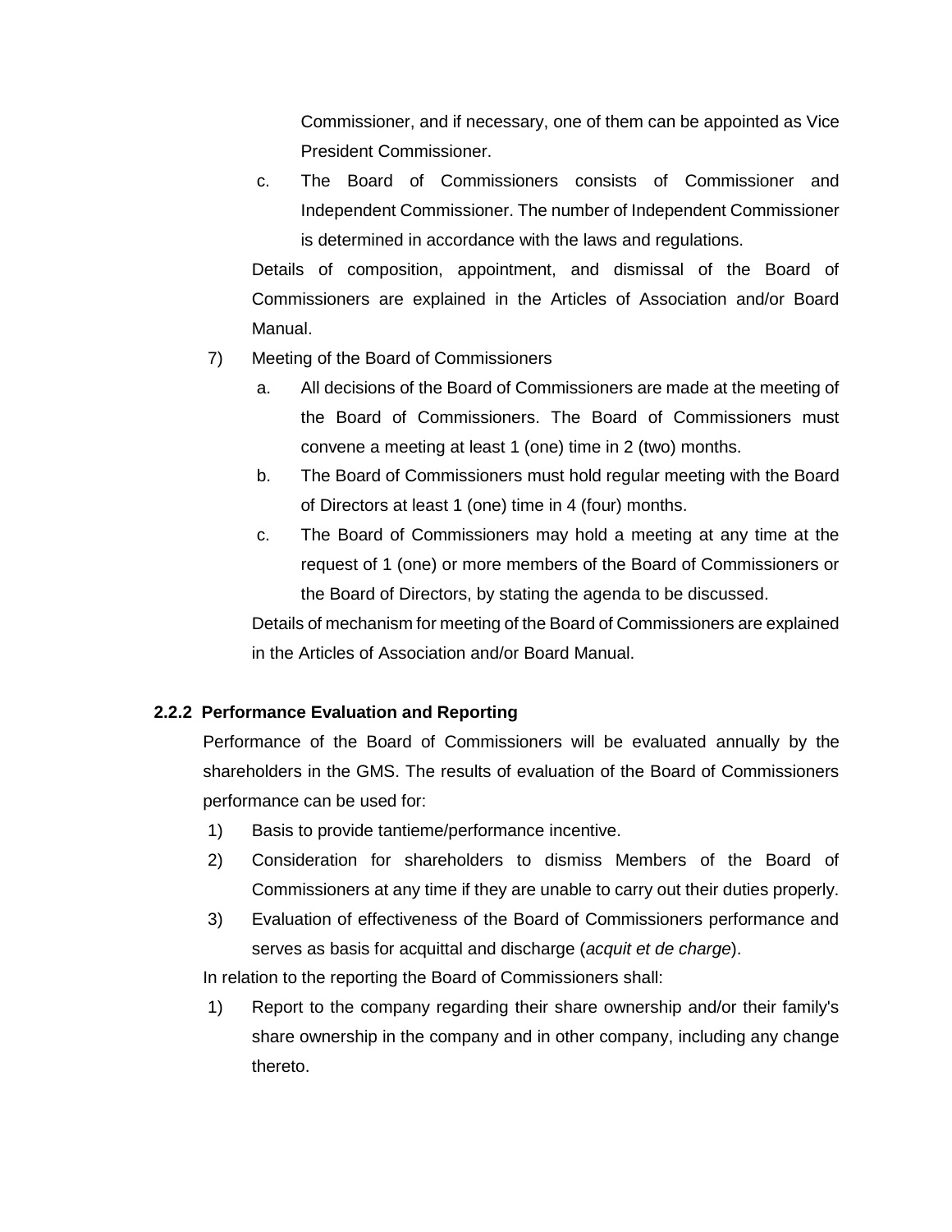Commissioner, and if necessary, one of them can be appointed as Vice President Commissioner.

c. The Board of Commissioners consists of Commissioner and Independent Commissioner. The number of Independent Commissioner is determined in accordance with the laws and regulations.

Details of composition, appointment, and dismissal of the Board of Commissioners are explained in the Articles of Association and/or Board Manual.

7) Meeting of the Board of Commissioners

a. All decisions of the Board of Commissioners are made at the meeting of the Board of Commissioners. The Board of Commissioners must convene a meeting at least 1 (one) time in 2 (two) months.

b. The Board of Commissioners must hold regular meeting with the Board of Directors at least 1 (one) time in 4 (four) months.

c. The Board of Commissioners may hold a meeting at any time at the request of 1 (one) or more members of the Board of Commissioners or the Board of Directors, by stating the agenda to be discussed.

Details of mechanism for meeting of the Board of Commissioners are explained in the Articles of Association and/or Board Manual.

### 2.2.2 Performance Evaluation and Reporting

Performance of the Board of Commissioners will be evaluated annually by the shareholders in the GMS. The results of evaluation of the Board of Commissioners performance can be used for:

1) Basis to provide tantieme/performance incentive.
2) Consideration for shareholders to dismiss Members of the Board of Commissioners at any time if they are unable to carry out their duties properly.
3) Evaluation of effectiveness of the Board of Commissioners performance and serves as basis for acquittal and discharge (*acquit et de charge*).

In relation to the reporting the Board of Commissioners shall:

1) Report to the company regarding their share ownership and/or their family's share ownership in the company and in other company, including any change thereto.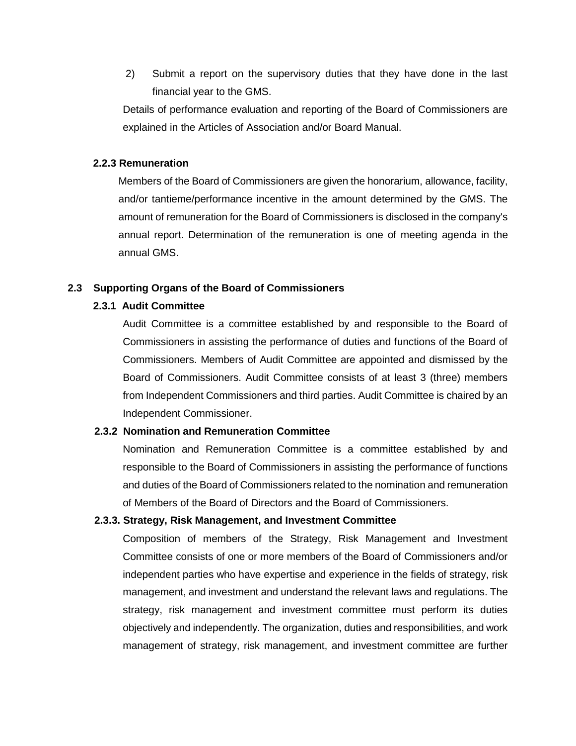2) Submit a report on the supervisory duties that they have done in the last financial year to the GMS.

Details of performance evaluation and reporting of the Board of Commissioners are explained in the Articles of Association and/or Board Manual.

#### 2.2.3 Remuneration

Members of the Board of Commissioners are given the honorarium, allowance, facility, and/or tantieme/performance incentive in the amount determined by the GMS. The amount of remuneration for the Board of Commissioners is disclosed in the company's annual report. Determination of the remuneration is one of meeting agenda in the annual GMS.

### 2.3 Supporting Organs of the Board of Commissioners

#### 2.3.1 Audit Committee

Audit Committee is a committee established by and responsible to the Board of Commissioners in assisting the performance of duties and functions of the Board of Commissioners. Members of Audit Committee are appointed and dismissed by the Board of Commissioners. Audit Committee consists of at least 3 (three) members from Independent Commissioners and third parties. Audit Committee is chaired by an Independent Commissioner.

#### 2.3.2 Nomination and Remuneration Committee

Nomination and Remuneration Committee is a committee established by and responsible to the Board of Commissioners in assisting the performance of functions and duties of the Board of Commissioners related to the nomination and remuneration of Members of the Board of Directors and the Board of Commissioners.

#### 2.3.3. Strategy, Risk Management, and Investment Committee

Composition of members of the Strategy, Risk Management and Investment Committee consists of one or more members of the Board of Commissioners and/or independent parties who have expertise and experience in the fields of strategy, risk management, and investment and understand the relevant laws and regulations. The strategy, risk management and investment committee must perform its duties objectively and independently. The organization, duties and responsibilities, and work management of strategy, risk management, and investment committee are further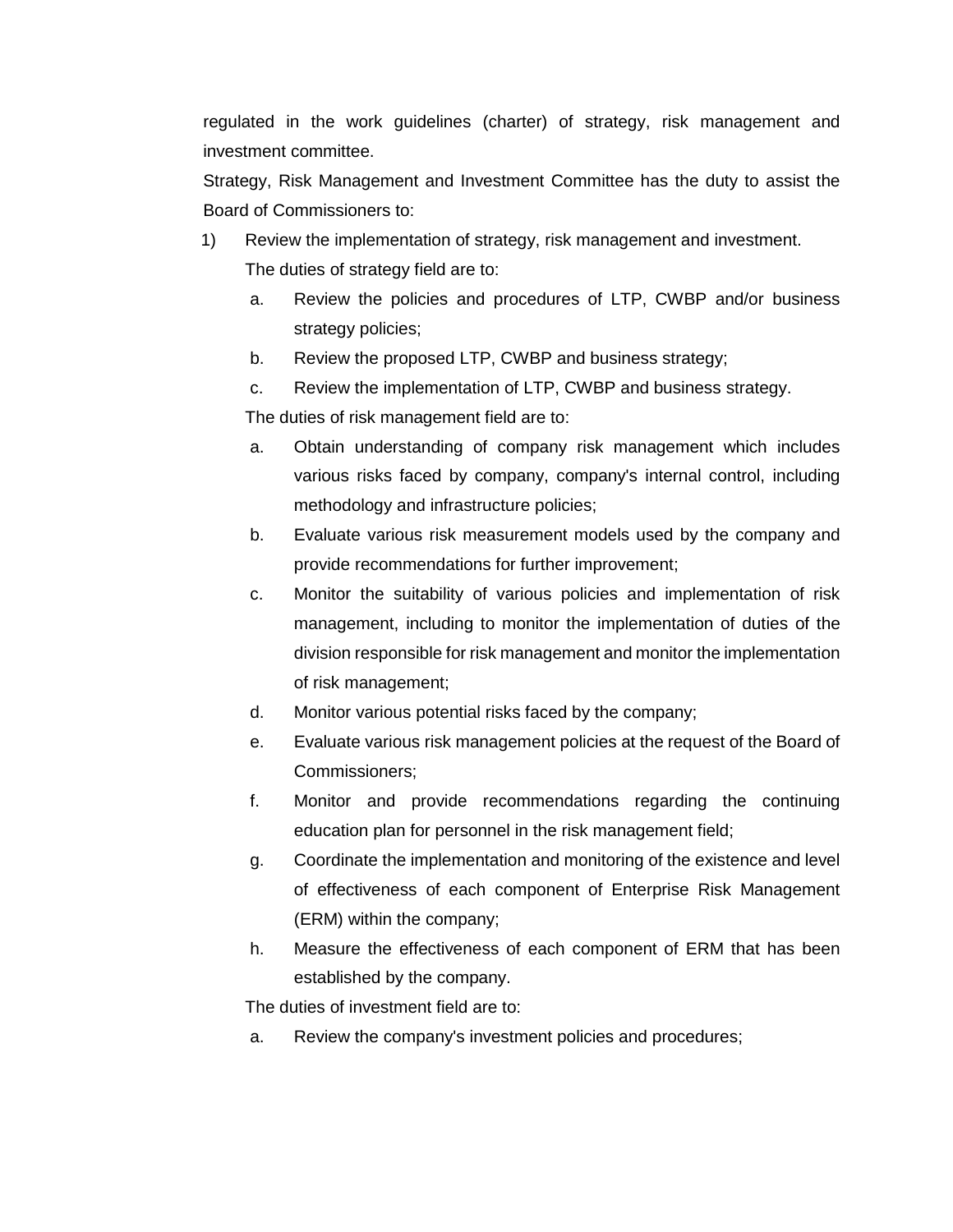regulated in the work guidelines (charter) of strategy, risk management and investment committee.

Strategy, Risk Management and Investment Committee has the duty to assist the Board of Commissioners to:

1) Review the implementation of strategy, risk management and investment.

   The duties of strategy field are to:

   a. Review the policies and procedures of LTP, CWBP and/or business strategy policies;
   b. Review the proposed LTP, CWBP and business strategy;
   c. Review the implementation of LTP, CWBP and business strategy.

   The duties of risk management field are to:

   a. Obtain understanding of company risk management which includes various risks faced by company, company's internal control, including methodology and infrastructure policies;
   b. Evaluate various risk measurement models used by the company and provide recommendations for further improvement;
   c. Monitor the suitability of various policies and implementation of risk management, including to monitor the implementation of duties of the division responsible for risk management and monitor the implementation of risk management;
   d. Monitor various potential risks faced by the company;
   e. Evaluate various risk management policies at the request of the Board of Commissioners;
   f. Monitor and provide recommendations regarding the continuing education plan for personnel in the risk management field;
   g. Coordinate the implementation and monitoring of the existence and level of effectiveness of each component of Enterprise Risk Management (ERM) within the company;
   h. Measure the effectiveness of each component of ERM that has been established by the company.

   The duties of investment field are to:

   a. Review the company's investment policies and procedures;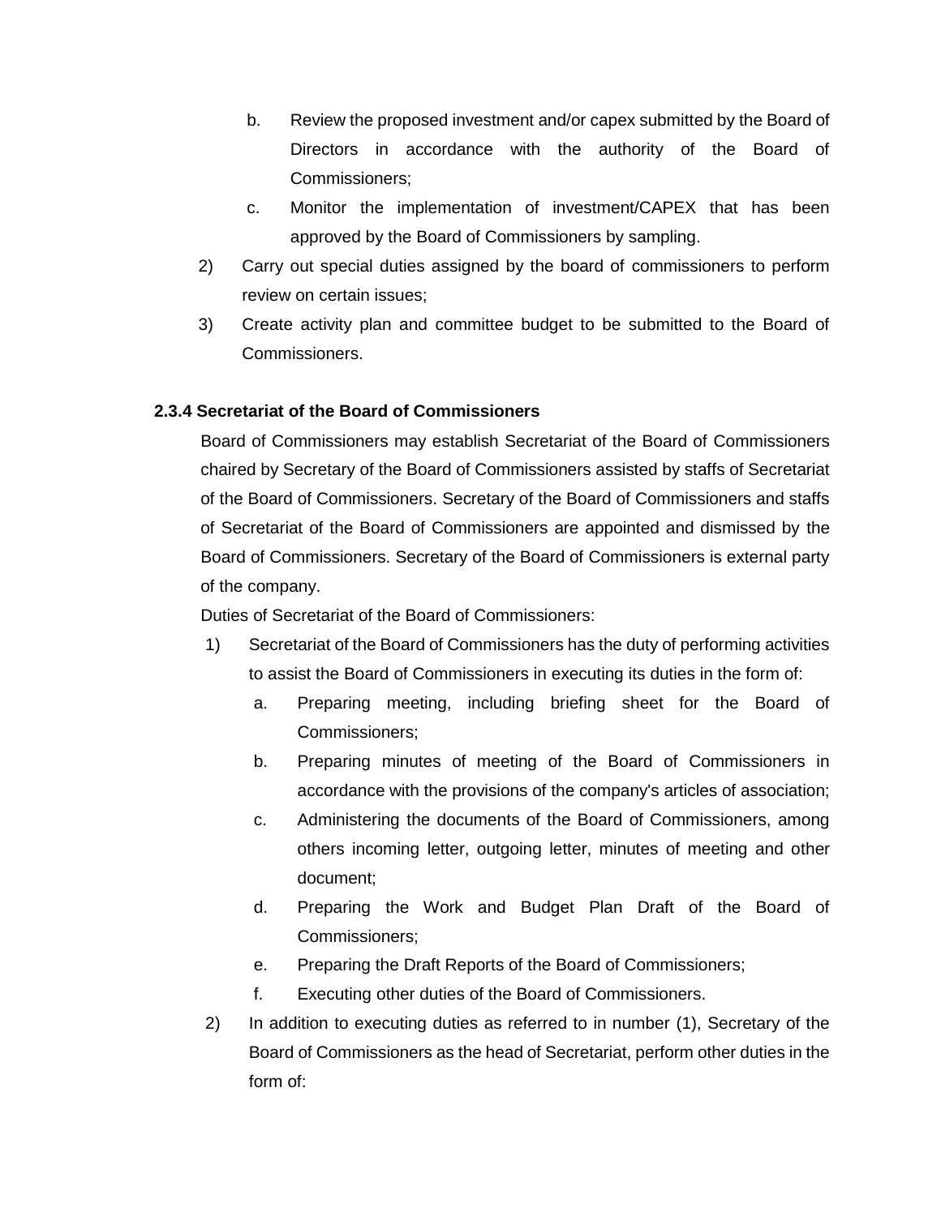b. Review the proposed investment and/or capex submitted by the Board of Directors in accordance with the authority of the Board of Commissioners;
   c. Monitor the implementation of investment/CAPEX that has been approved by the Board of Commissioners by sampling.
2) Carry out special duties assigned by the board of commissioners to perform review on certain issues;
3) Create activity plan and committee budget to be submitted to the Board of Commissioners.

#### 2.3.4 Secretariat of the Board of Commissioners

Board of Commissioners may establish Secretariat of the Board of Commissioners chaired by Secretary of the Board of Commissioners assisted by staffs of Secretariat of the Board of Commissioners. Secretary of the Board of Commissioners and staffs of Secretariat of the Board of Commissioners are appointed and dismissed by the Board of Commissioners. Secretary of the Board of Commissioners is external party of the company.

Duties of Secretariat of the Board of Commissioners:

1) Secretariat of the Board of Commissioners has the duty of performing activities to assist the Board of Commissioners in executing its duties in the form of:
   a. Preparing meeting, including briefing sheet for the Board of Commissioners;
   b. Preparing minutes of meeting of the Board of Commissioners in accordance with the provisions of the company's articles of association;
   c. Administering the documents of the Board of Commissioners, among others incoming letter, outgoing letter, minutes of meeting and other document;
   d. Preparing the Work and Budget Plan Draft of the Board of Commissioners;
   e. Preparing the Draft Reports of the Board of Commissioners;
   f. Executing other duties of the Board of Commissioners.
2) In addition to executing duties as referred to in number (1), Secretary of the Board of Commissioners as the head of Secretariat, perform other duties in the form of: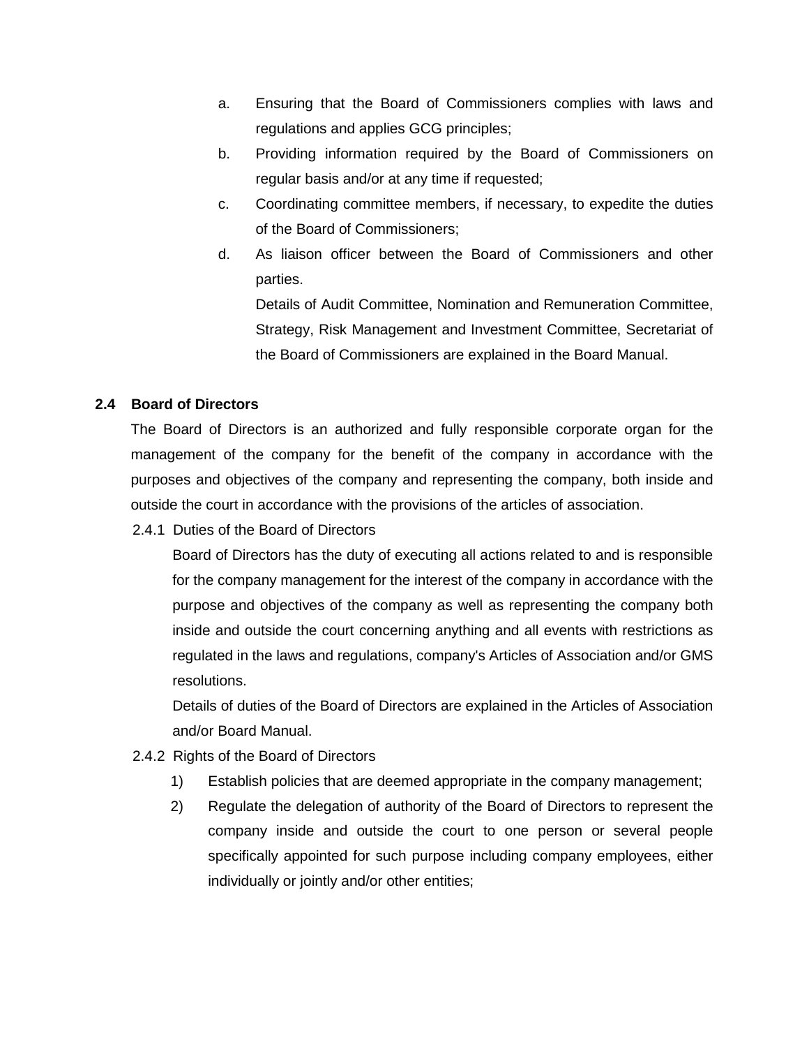a. Ensuring that the Board of Commissioners complies with laws and regulations and applies GCG principles;
b. Providing information required by the Board of Commissioners on regular basis and/or at any time if requested;
c. Coordinating committee members, if necessary, to expedite the duties of the Board of Commissioners;
d. As liaison officer between the Board of Commissioners and other parties.

   Details of Audit Committee, Nomination and Remuneration Committee, Strategy, Risk Management and Investment Committee, Secretariat of the Board of Commissioners are explained in the Board Manual.

## 2.4 Board of Directors

The Board of Directors is an authorized and fully responsible corporate organ for the management of the company for the benefit of the company in accordance with the purposes and objectives of the company and representing the company, both inside and outside the court in accordance with the provisions of the articles of association.

### 2.4.1 Duties of the Board of Directors

Board of Directors has the duty of executing all actions related to and is responsible for the company management for the interest of the company in accordance with the purpose and objectives of the company as well as representing the company both inside and outside the court concerning anything and all events with restrictions as regulated in the laws and regulations, company's Articles of Association and/or GMS resolutions.

Details of duties of the Board of Directors are explained in the Articles of Association and/or Board Manual.

### 2.4.2 Rights of the Board of Directors

1) Establish policies that are deemed appropriate in the company management;
2) Regulate the delegation of authority of the Board of Directors to represent the company inside and outside the court to one person or several people specifically appointed for such purpose including company employees, either individually or jointly and/or other entities;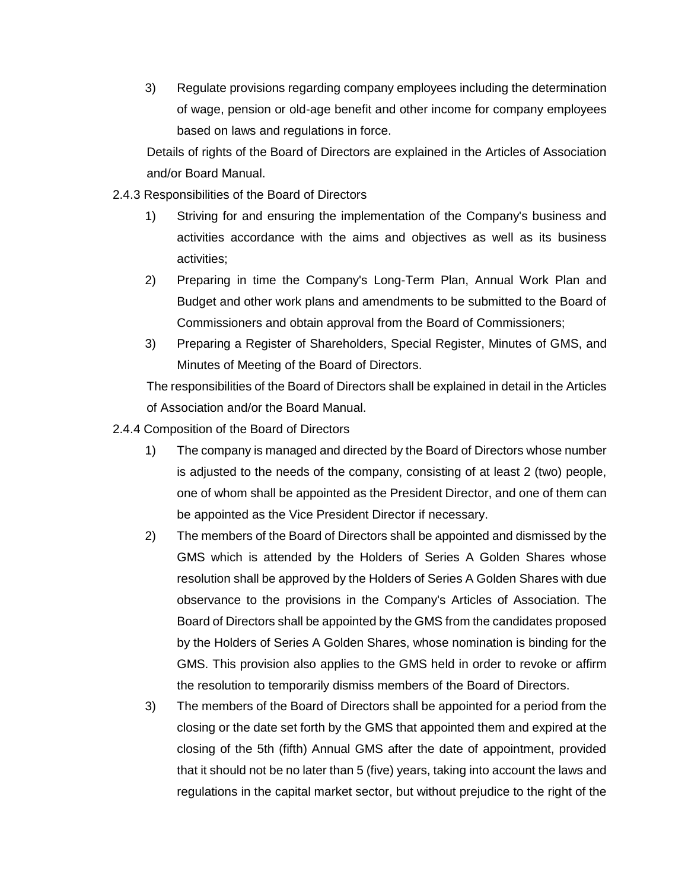3) Regulate provisions regarding company employees including the determination of wage, pension or old-age benefit and other income for company employees based on laws and regulations in force.

Details of rights of the Board of Directors are explained in the Articles of Association and/or Board Manual.

2.4.3 Responsibilities of the Board of Directors

1) Striving for and ensuring the implementation of the Company's business and activities accordance with the aims and objectives as well as its business activities;
2) Preparing in time the Company's Long-Term Plan, Annual Work Plan and Budget and other work plans and amendments to be submitted to the Board of Commissioners and obtain approval from the Board of Commissioners;
3) Preparing a Register of Shareholders, Special Register, Minutes of GMS, and Minutes of Meeting of the Board of Directors.

The responsibilities of the Board of Directors shall be explained in detail in the Articles of Association and/or the Board Manual.

2.4.4 Composition of the Board of Directors

1) The company is managed and directed by the Board of Directors whose number is adjusted to the needs of the company, consisting of at least 2 (two) people, one of whom shall be appointed as the President Director, and one of them can be appointed as the Vice President Director if necessary.
2) The members of the Board of Directors shall be appointed and dismissed by the GMS which is attended by the Holders of Series A Golden Shares whose resolution shall be approved by the Holders of Series A Golden Shares with due observance to the provisions in the Company's Articles of Association. The Board of Directors shall be appointed by the GMS from the candidates proposed by the Holders of Series A Golden Shares, whose nomination is binding for the GMS. This provision also applies to the GMS held in order to revoke or affirm the resolution to temporarily dismiss members of the Board of Directors.
3) The members of the Board of Directors shall be appointed for a period from the closing or the date set forth by the GMS that appointed them and expired at the closing of the 5th (fifth) Annual GMS after the date of appointment, provided that it should not be no later than 5 (five) years, taking into account the laws and regulations in the capital market sector, but without prejudice to the right of the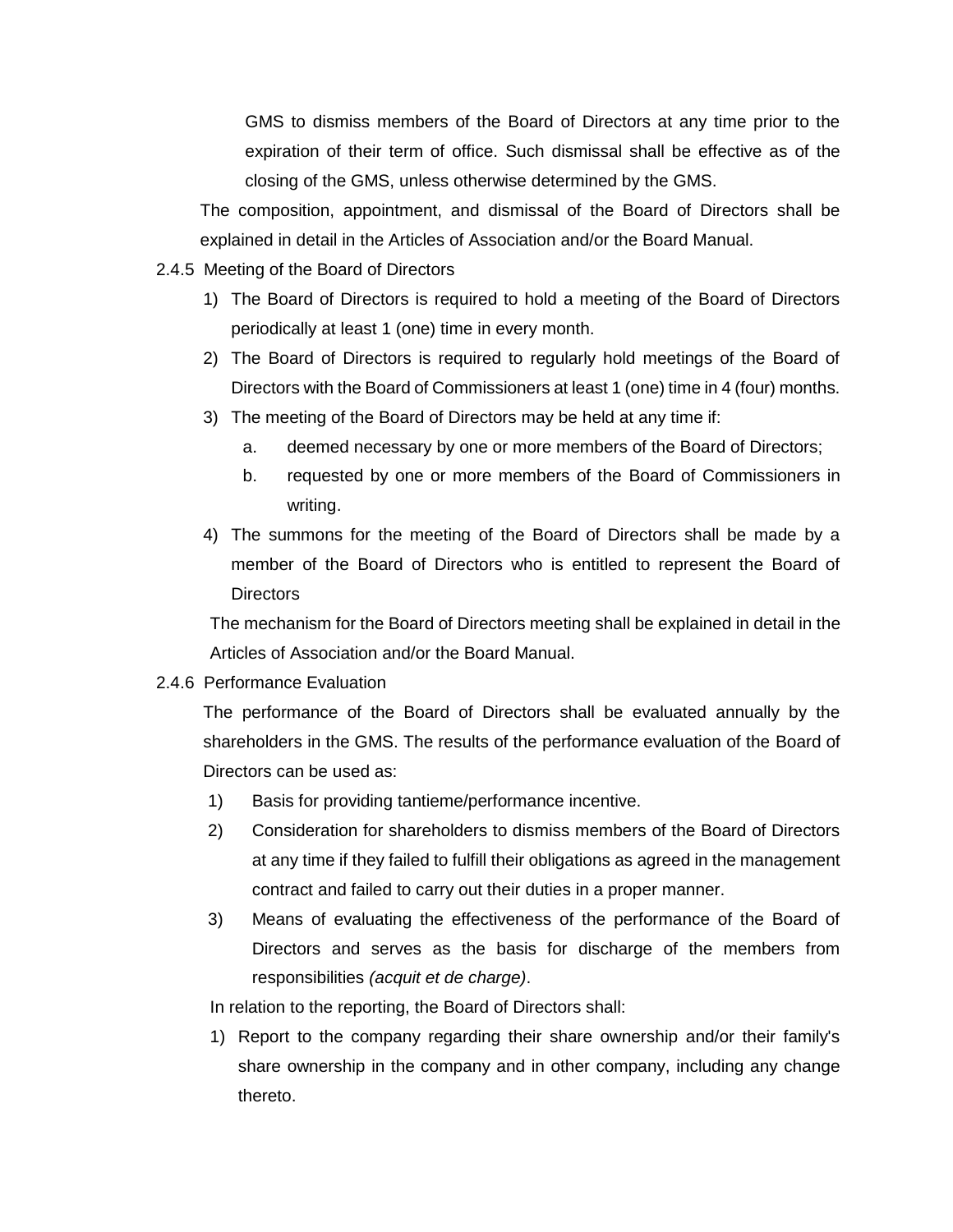GMS to dismiss members of the Board of Directors at any time prior to the expiration of their term of office. Such dismissal shall be effective as of the closing of the GMS, unless otherwise determined by the GMS.

The composition, appointment, and dismissal of the Board of Directors shall be explained in detail in the Articles of Association and/or the Board Manual.

### 2.4.5 Meeting of the Board of Directors

1) The Board of Directors is required to hold a meeting of the Board of Directors periodically at least 1 (one) time in every month.
2) The Board of Directors is required to regularly hold meetings of the Board of Directors with the Board of Commissioners at least 1 (one) time in 4 (four) months.
3) The meeting of the Board of Directors may be held at any time if:
   a. deemed necessary by one or more members of the Board of Directors;
   b. requested by one or more members of the Board of Commissioners in writing.
4) The summons for the meeting of the Board of Directors shall be made by a member of the Board of Directors who is entitled to represent the Board of Directors

The mechanism for the Board of Directors meeting shall be explained in detail in the Articles of Association and/or the Board Manual.

### 2.4.6 Performance Evaluation

The performance of the Board of Directors shall be evaluated annually by the shareholders in the GMS. The results of the performance evaluation of the Board of Directors can be used as:

1) Basis for providing tantieme/performance incentive.
2) Consideration for shareholders to dismiss members of the Board of Directors at any time if they failed to fulfill their obligations as agreed in the management contract and failed to carry out their duties in a proper manner.
3) Means of evaluating the effectiveness of the performance of the Board of Directors and serves as the basis for discharge of the members from responsibilities *(acquit et de charge)*.

In relation to the reporting, the Board of Directors shall:

1) Report to the company regarding their share ownership and/or their family's share ownership in the company and in other company, including any change thereto.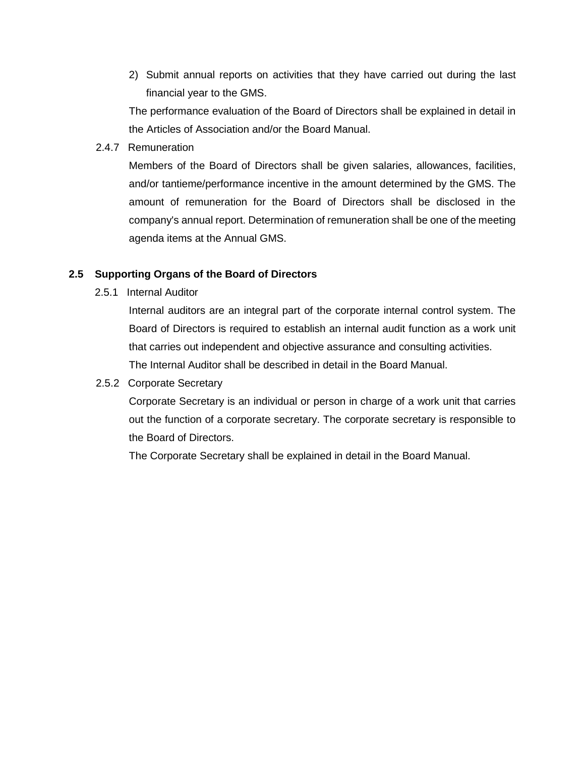2) Submit annual reports on activities that they have carried out during the last financial year to the GMS.

The performance evaluation of the Board of Directors shall be explained in detail in the Articles of Association and/or the Board Manual.

2.4.7 Remuneration

Members of the Board of Directors shall be given salaries, allowances, facilities, and/or tantieme/performance incentive in the amount determined by the GMS. The amount of remuneration for the Board of Directors shall be disclosed in the company's annual report. Determination of remuneration shall be one of the meeting agenda items at the Annual GMS.

## 2.5 Supporting Organs of the Board of Directors

2.5.1 Internal Auditor

Internal auditors are an integral part of the corporate internal control system. The Board of Directors is required to establish an internal audit function as a work unit that carries out independent and objective assurance and consulting activities.

The Internal Auditor shall be described in detail in the Board Manual.

2.5.2 Corporate Secretary

Corporate Secretary is an individual or person in charge of a work unit that carries out the function of a corporate secretary. The corporate secretary is responsible to the Board of Directors.

The Corporate Secretary shall be explained in detail in the Board Manual.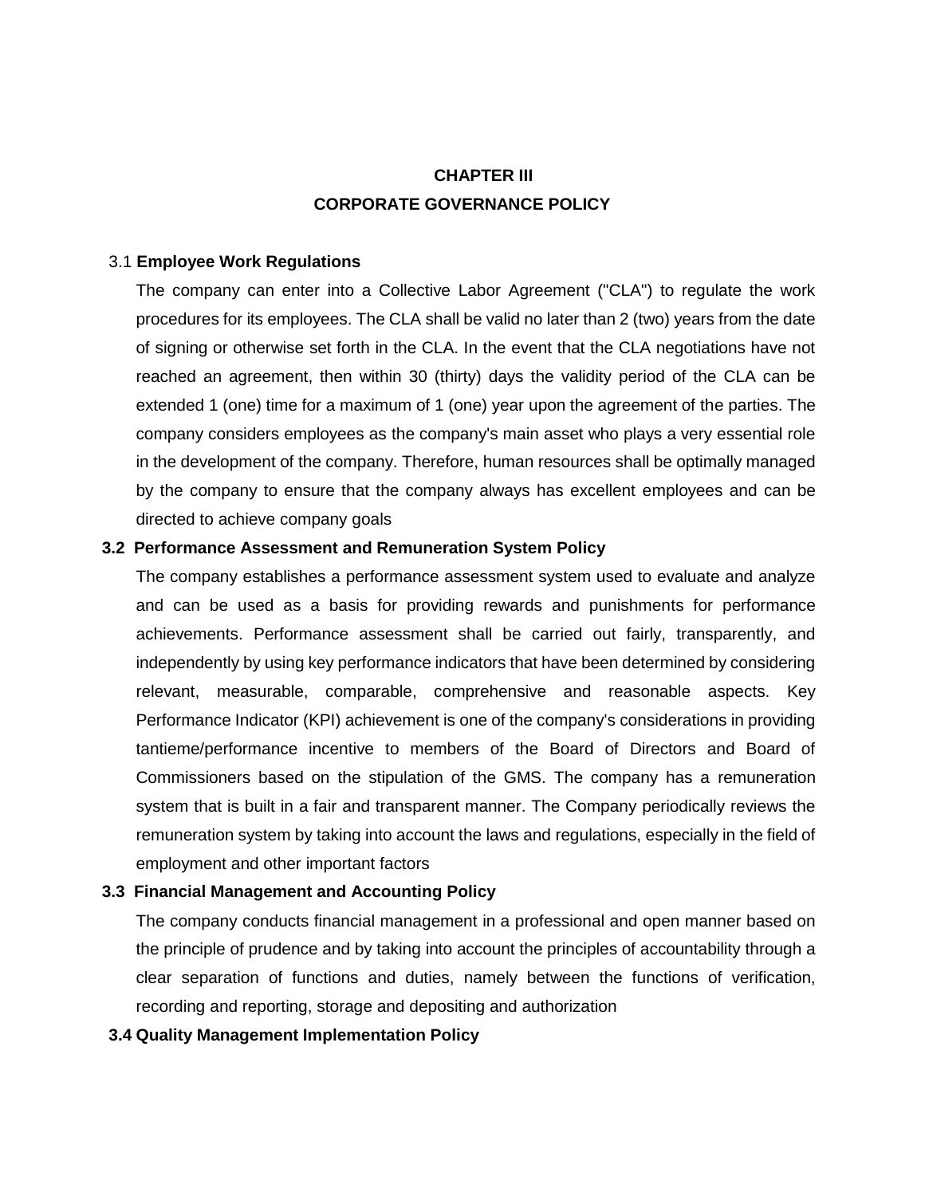# CHAPTER III
# CORPORATE GOVERNANCE POLICY

## 3.1 Employee Work Regulations

The company can enter into a Collective Labor Agreement ("CLA") to regulate the work procedures for its employees. The CLA shall be valid no later than 2 (two) years from the date of signing or otherwise set forth in the CLA. In the event that the CLA negotiations have not reached an agreement, then within 30 (thirty) days the validity period of the CLA can be extended 1 (one) time for a maximum of 1 (one) year upon the agreement of the parties. The company considers employees as the company's main asset who plays a very essential role in the development of the company. Therefore, human resources shall be optimally managed by the company to ensure that the company always has excellent employees and can be directed to achieve company goals

## 3.2 Performance Assessment and Remuneration System Policy

The company establishes a performance assessment system used to evaluate and analyze and can be used as a basis for providing rewards and punishments for performance achievements. Performance assessment shall be carried out fairly, transparently, and independently by using key performance indicators that have been determined by considering relevant, measurable, comparable, comprehensive and reasonable aspects. Key Performance Indicator (KPI) achievement is one of the company's considerations in providing tantieme/performance incentive to members of the Board of Directors and Board of Commissioners based on the stipulation of the GMS. The company has a remuneration system that is built in a fair and transparent manner. The Company periodically reviews the remuneration system by taking into account the laws and regulations, especially in the field of employment and other important factors

## 3.3 Financial Management and Accounting Policy

The company conducts financial management in a professional and open manner based on the principle of prudence and by taking into account the principles of accountability through a clear separation of functions and duties, namely between the functions of verification, recording and reporting, storage and depositing and authorization

## 3.4 Quality Management Implementation Policy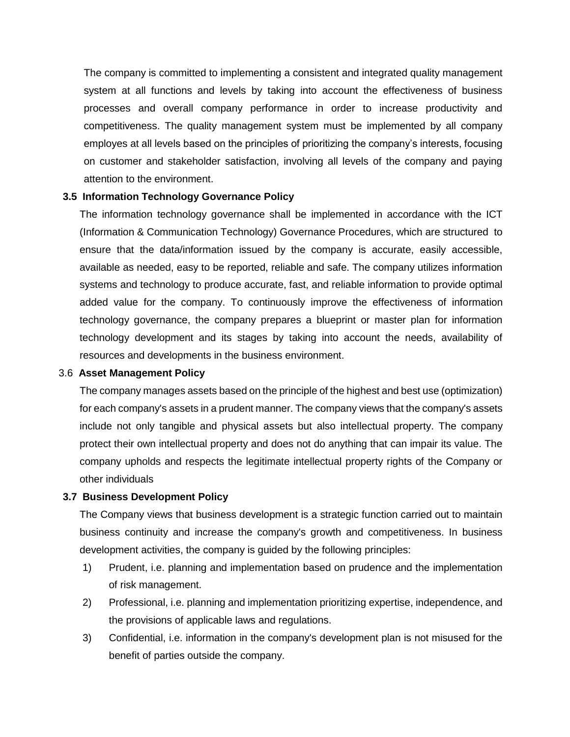The company is committed to implementing a consistent and integrated quality management system at all functions and levels by taking into account the effectiveness of business processes and overall company performance in order to increase productivity and competitiveness. The quality management system must be implemented by all company employes at all levels based on the principles of prioritizing the company's interests, focusing on customer and stakeholder satisfaction, involving all levels of the company and paying attention to the environment.

### 3.5 Information Technology Governance Policy

The information technology governance shall be implemented in accordance with the ICT (Information & Communication Technology) Governance Procedures, which are structured to ensure that the data/information issued by the company is accurate, easily accessible, available as needed, easy to be reported, reliable and safe. The company utilizes information systems and technology to produce accurate, fast, and reliable information to provide optimal added value for the company. To continuously improve the effectiveness of information technology governance, the company prepares a blueprint or master plan for information technology development and its stages by taking into account the needs, availability of resources and developments in the business environment.

### 3.6 Asset Management Policy

The company manages assets based on the principle of the highest and best use (optimization) for each company's assets in a prudent manner. The company views that the company's assets include not only tangible and physical assets but also intellectual property. The company protect their own intellectual property and does not do anything that can impair its value. The company upholds and respects the legitimate intellectual property rights of the Company or other individuals

### 3.7 Business Development Policy

The Company views that business development is a strategic function carried out to maintain business continuity and increase the company's growth and competitiveness. In business development activities, the company is guided by the following principles:

1) Prudent, i.e. planning and implementation based on prudence and the implementation of risk management.
2) Professional, i.e. planning and implementation prioritizing expertise, independence, and the provisions of applicable laws and regulations.
3) Confidential, i.e. information in the company's development plan is not misused for the benefit of parties outside the company.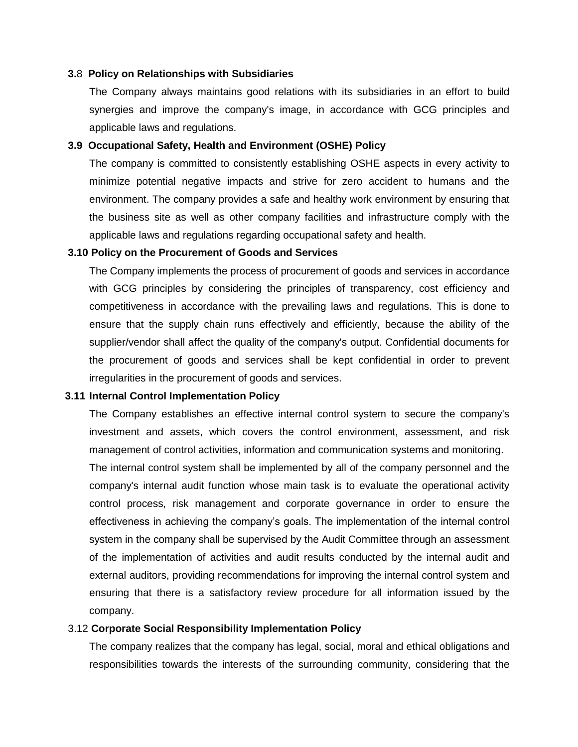### 3.8 Policy on Relationships with Subsidiaries

The Company always maintains good relations with its subsidiaries in an effort to build synergies and improve the company's image, in accordance with GCG principles and applicable laws and regulations.

### 3.9 Occupational Safety, Health and Environment (OSHE) Policy

The company is committed to consistently establishing OSHE aspects in every activity to minimize potential negative impacts and strive for zero accident to humans and the environment. The company provides a safe and healthy work environment by ensuring that the business site as well as other company facilities and infrastructure comply with the applicable laws and regulations regarding occupational safety and health.

### 3.10 Policy on the Procurement of Goods and Services

The Company implements the process of procurement of goods and services in accordance with GCG principles by considering the principles of transparency, cost efficiency and competitiveness in accordance with the prevailing laws and regulations. This is done to ensure that the supply chain runs effectively and efficiently, because the ability of the supplier/vendor shall affect the quality of the company's output. Confidential documents for the procurement of goods and services shall be kept confidential in order to prevent irregularities in the procurement of goods and services.

### 3.11 Internal Control Implementation Policy

The Company establishes an effective internal control system to secure the company's investment and assets, which covers the control environment, assessment, and risk management of control activities, information and communication systems and monitoring.

The internal control system shall be implemented by all of the company personnel and the company's internal audit function whose main task is to evaluate the operational activity control process, risk management and corporate governance in order to ensure the effectiveness in achieving the company's goals. The implementation of the internal control system in the company shall be supervised by the Audit Committee through an assessment of the implementation of activities and audit results conducted by the internal audit and external auditors, providing recommendations for improving the internal control system and ensuring that there is a satisfactory review procedure for all information issued by the company.

### 3.12 Corporate Social Responsibility Implementation Policy

The company realizes that the company has legal, social, moral and ethical obligations and responsibilities towards the interests of the surrounding community, considering that the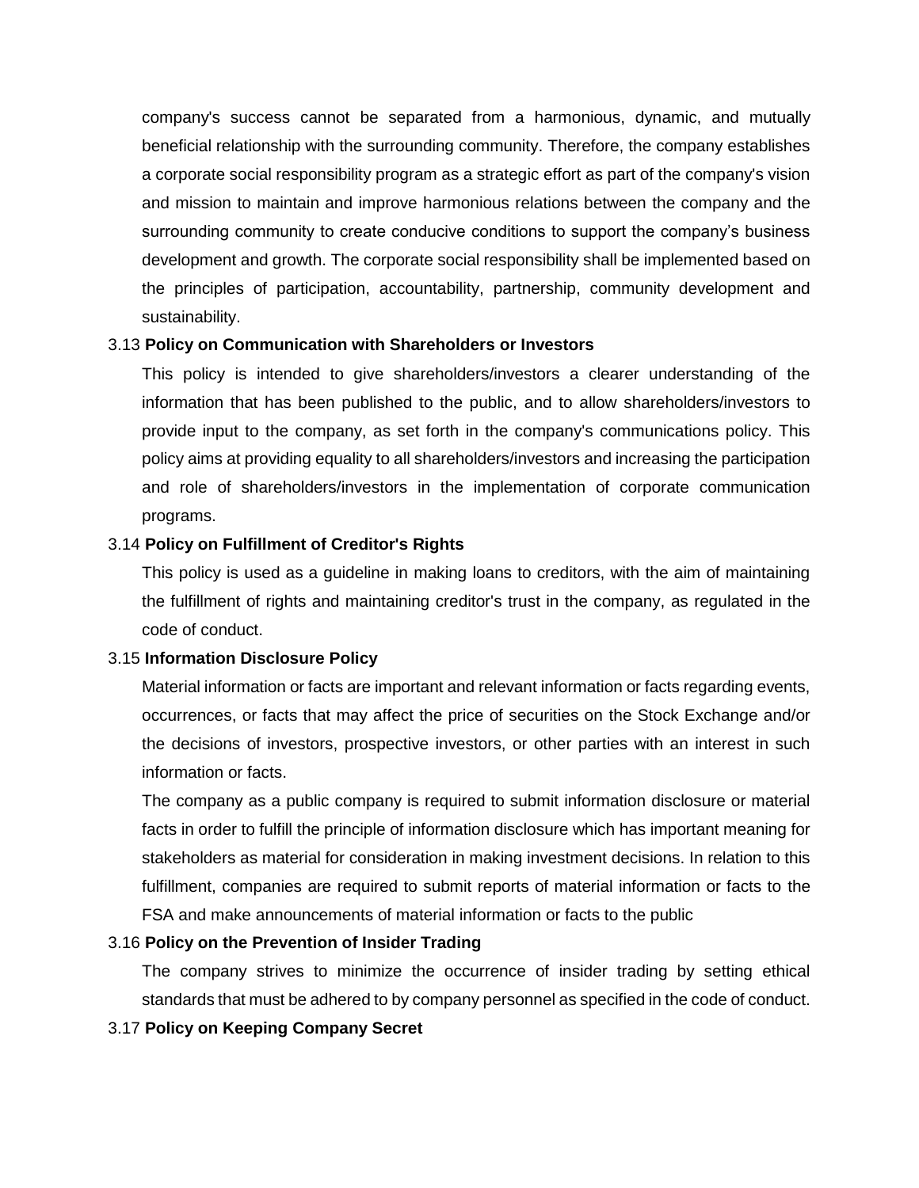company's success cannot be separated from a harmonious, dynamic, and mutually beneficial relationship with the surrounding community. Therefore, the company establishes a corporate social responsibility program as a strategic effort as part of the company's vision and mission to maintain and improve harmonious relations between the company and the surrounding community to create conducive conditions to support the company's business development and growth. The corporate social responsibility shall be implemented based on the principles of participation, accountability, partnership, community development and sustainability.

3.13 **Policy on Communication with Shareholders or Investors**

This policy is intended to give shareholders/investors a clearer understanding of the information that has been published to the public, and to allow shareholders/investors to provide input to the company, as set forth in the company's communications policy. This policy aims at providing equality to all shareholders/investors and increasing the participation and role of shareholders/investors in the implementation of corporate communication programs.

3.14 **Policy on Fulfillment of Creditor's Rights**

This policy is used as a guideline in making loans to creditors, with the aim of maintaining the fulfillment of rights and maintaining creditor's trust in the company, as regulated in the code of conduct.

3.15 **Information Disclosure Policy**

Material information or facts are important and relevant information or facts regarding events, occurrences, or facts that may affect the price of securities on the Stock Exchange and/or the decisions of investors, prospective investors, or other parties with an interest in such information or facts.

The company as a public company is required to submit information disclosure or material facts in order to fulfill the principle of information disclosure which has important meaning for stakeholders as material for consideration in making investment decisions. In relation to this fulfillment, companies are required to submit reports of material information or facts to the FSA and make announcements of material information or facts to the public

3.16 **Policy on the Prevention of Insider Trading**

The company strives to minimize the occurrence of insider trading by setting ethical standards that must be adhered to by company personnel as specified in the code of conduct.

3.17 **Policy on Keeping Company Secret**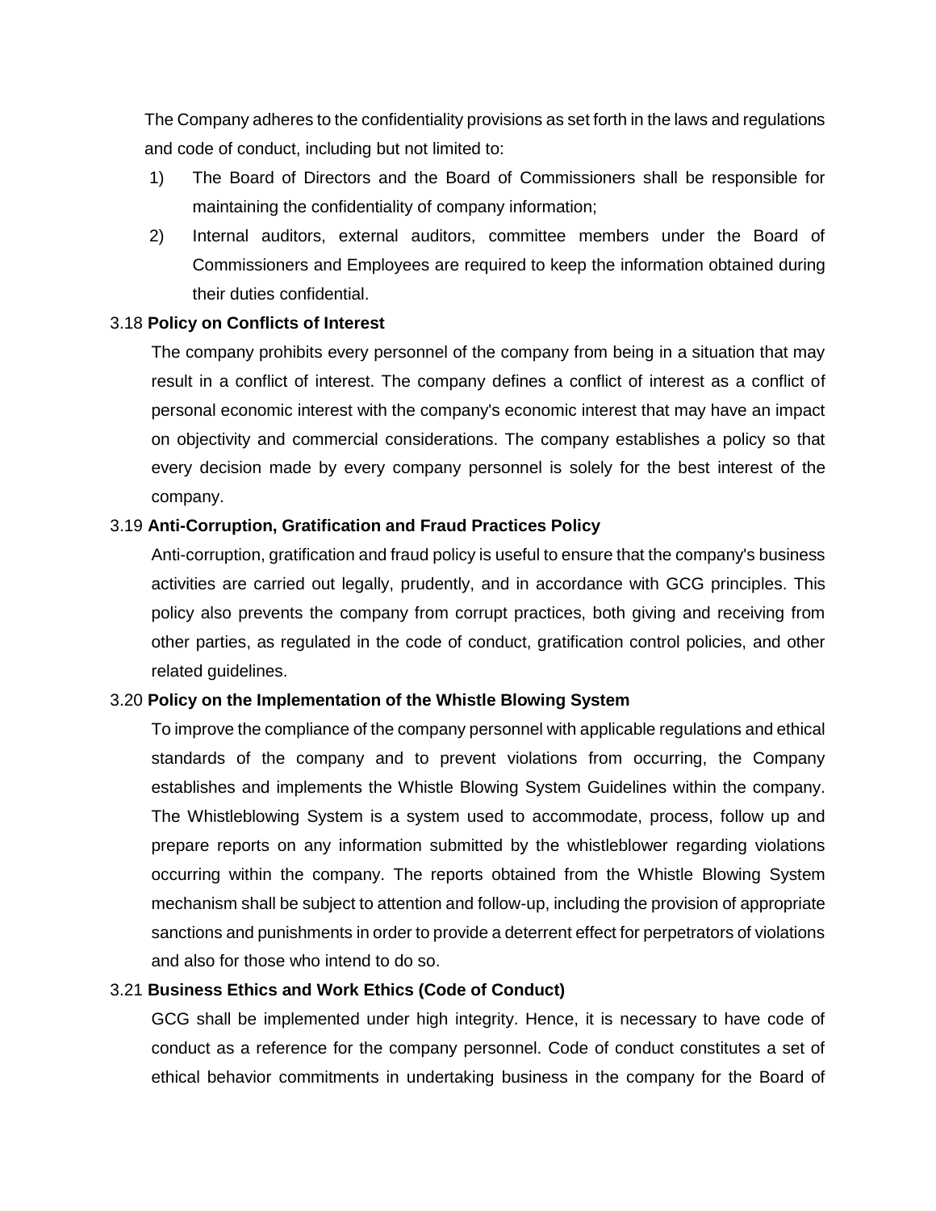The Company adheres to the confidentiality provisions as set forth in the laws and regulations and code of conduct, including but not limited to:

1) The Board of Directors and the Board of Commissioners shall be responsible for maintaining the confidentiality of company information;
2) Internal auditors, external auditors, committee members under the Board of Commissioners and Employees are required to keep the information obtained during their duties confidential.

### 3.18 **Policy on Conflicts of Interest**

The company prohibits every personnel of the company from being in a situation that may result in a conflict of interest. The company defines a conflict of interest as a conflict of personal economic interest with the company's economic interest that may have an impact on objectivity and commercial considerations. The company establishes a policy so that every decision made by every company personnel is solely for the best interest of the company.

### 3.19 **Anti-Corruption, Gratification and Fraud Practices Policy**

Anti-corruption, gratification and fraud policy is useful to ensure that the company's business activities are carried out legally, prudently, and in accordance with GCG principles. This policy also prevents the company from corrupt practices, both giving and receiving from other parties, as regulated in the code of conduct, gratification control policies, and other related guidelines.

### 3.20 **Policy on the Implementation of the Whistle Blowing System**

To improve the compliance of the company personnel with applicable regulations and ethical standards of the company and to prevent violations from occurring, the Company establishes and implements the Whistle Blowing System Guidelines within the company. The Whistleblowing System is a system used to accommodate, process, follow up and prepare reports on any information submitted by the whistleblower regarding violations occurring within the company. The reports obtained from the Whistle Blowing System mechanism shall be subject to attention and follow-up, including the provision of appropriate sanctions and punishments in order to provide a deterrent effect for perpetrators of violations and also for those who intend to do so.

### 3.21 **Business Ethics and Work Ethics (Code of Conduct)**

GCG shall be implemented under high integrity. Hence, it is necessary to have code of conduct as a reference for the company personnel. Code of conduct constitutes a set of ethical behavior commitments in undertaking business in the company for the Board of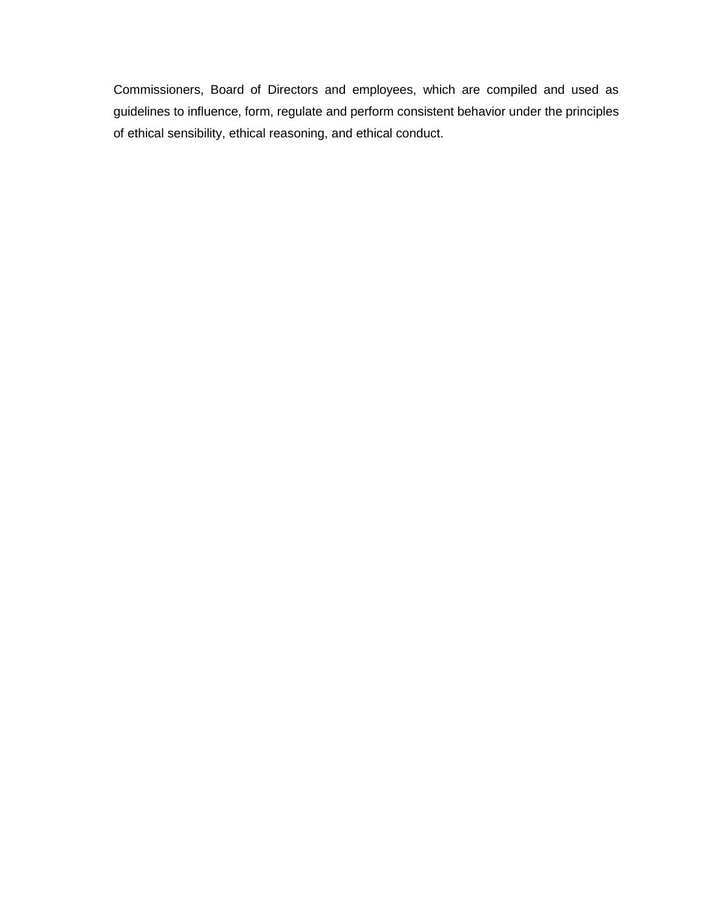Commissioners, Board of Directors and employees, which are compiled and used as guidelines to influence, form, regulate and perform consistent behavior under the principles of ethical sensibility, ethical reasoning, and ethical conduct.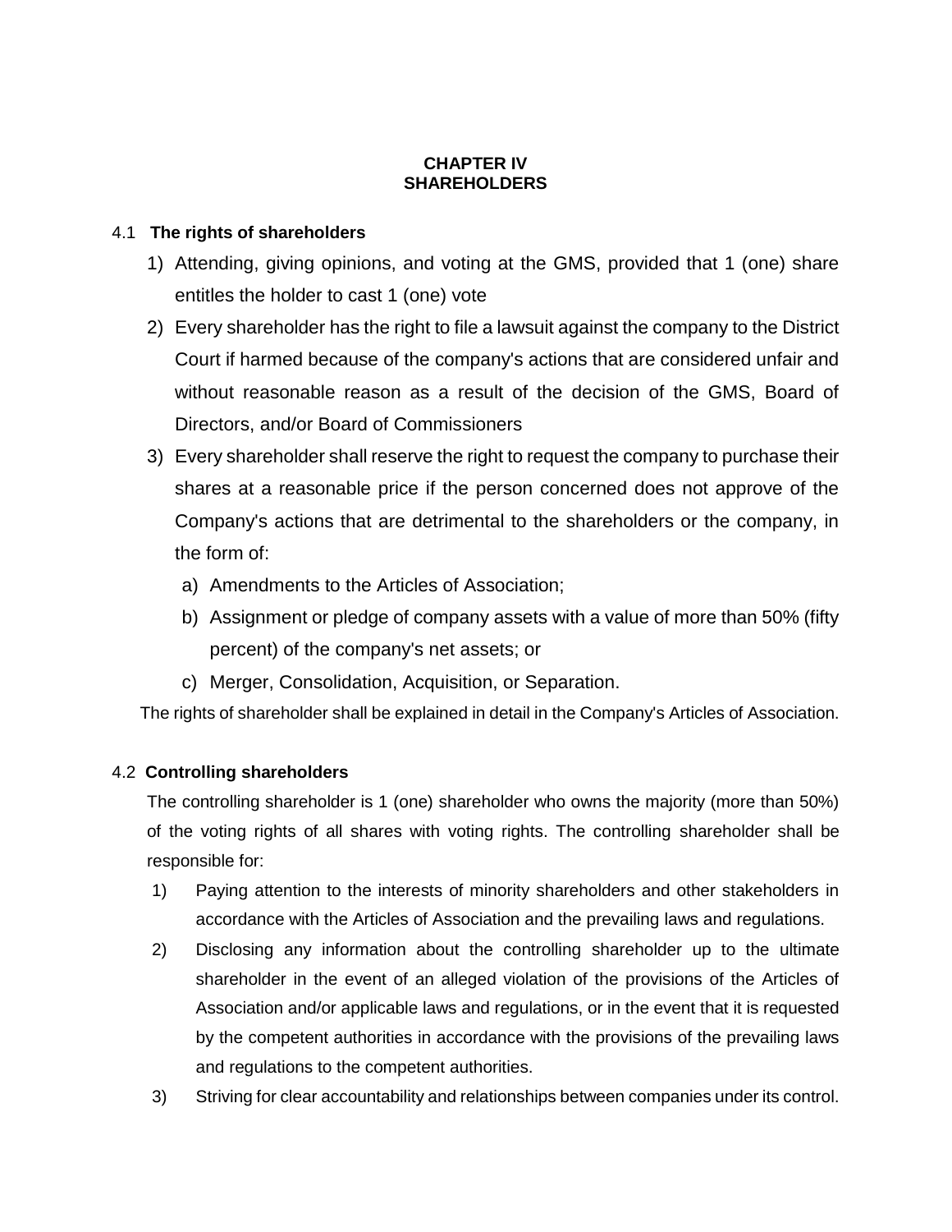# CHAPTER IV
# SHAREHOLDERS

## 4.1 The rights of shareholders

1) Attending, giving opinions, and voting at the GMS, provided that 1 (one) share entitles the holder to cast 1 (one) vote
2) Every shareholder has the right to file a lawsuit against the company to the District Court if harmed because of the company's actions that are considered unfair and without reasonable reason as a result of the decision of the GMS, Board of Directors, and/or Board of Commissioners
3) Every shareholder shall reserve the right to request the company to purchase their shares at a reasonable price if the person concerned does not approve of the Company's actions that are detrimental to the shareholders or the company, in the form of:
   a) Amendments to the Articles of Association;
   b) Assignment or pledge of company assets with a value of more than 50% (fifty percent) of the company's net assets; or
   c) Merger, Consolidation, Acquisition, or Separation.

The rights of shareholder shall be explained in detail in the Company's Articles of Association.

## 4.2 Controlling shareholders

The controlling shareholder is 1 (one) shareholder who owns the majority (more than 50%) of the voting rights of all shares with voting rights. The controlling shareholder shall be responsible for:

1) Paying attention to the interests of minority shareholders and other stakeholders in accordance with the Articles of Association and the prevailing laws and regulations.
2) Disclosing any information about the controlling shareholder up to the ultimate shareholder in the event of an alleged violation of the provisions of the Articles of Association and/or applicable laws and regulations, or in the event that it is requested by the competent authorities in accordance with the provisions of the prevailing laws and regulations to the competent authorities.
3) Striving for clear accountability and relationships between companies under its control.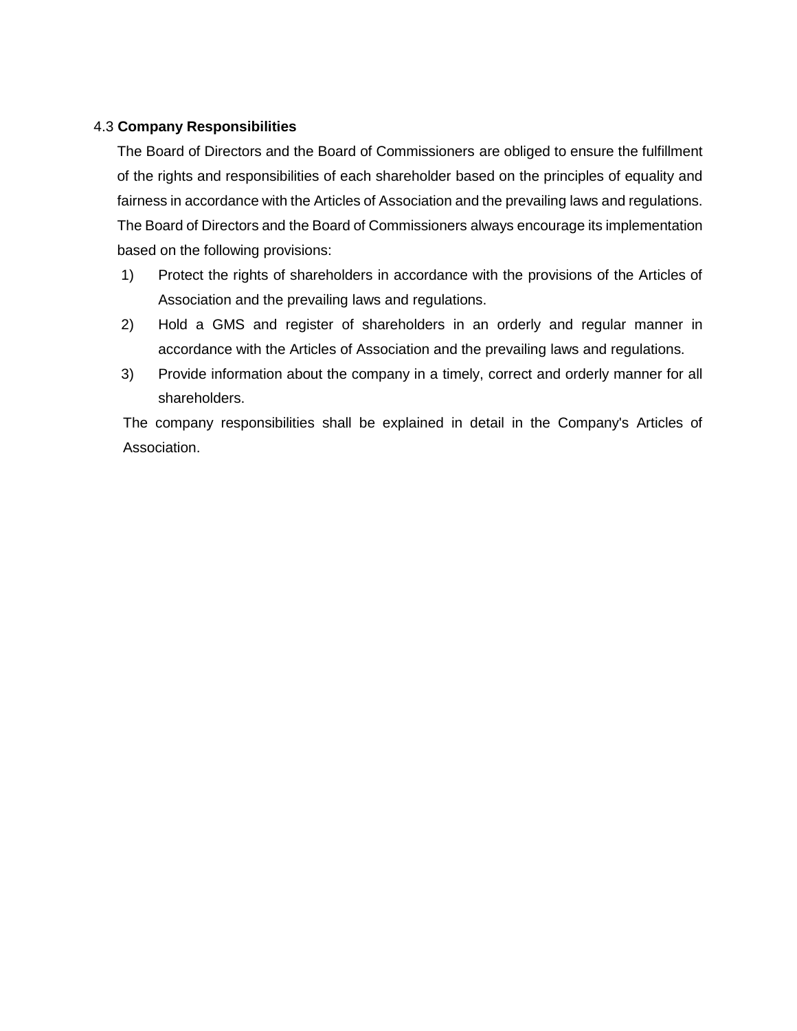### 4.3 **Company Responsibilities**

The Board of Directors and the Board of Commissioners are obliged to ensure the fulfillment of the rights and responsibilities of each shareholder based on the principles of equality and fairness in accordance with the Articles of Association and the prevailing laws and regulations. The Board of Directors and the Board of Commissioners always encourage its implementation based on the following provisions:

1) Protect the rights of shareholders in accordance with the provisions of the Articles of Association and the prevailing laws and regulations.
2) Hold a GMS and register of shareholders in an orderly and regular manner in accordance with the Articles of Association and the prevailing laws and regulations.
3) Provide information about the company in a timely, correct and orderly manner for all shareholders.

The company responsibilities shall be explained in detail in the Company's Articles of Association.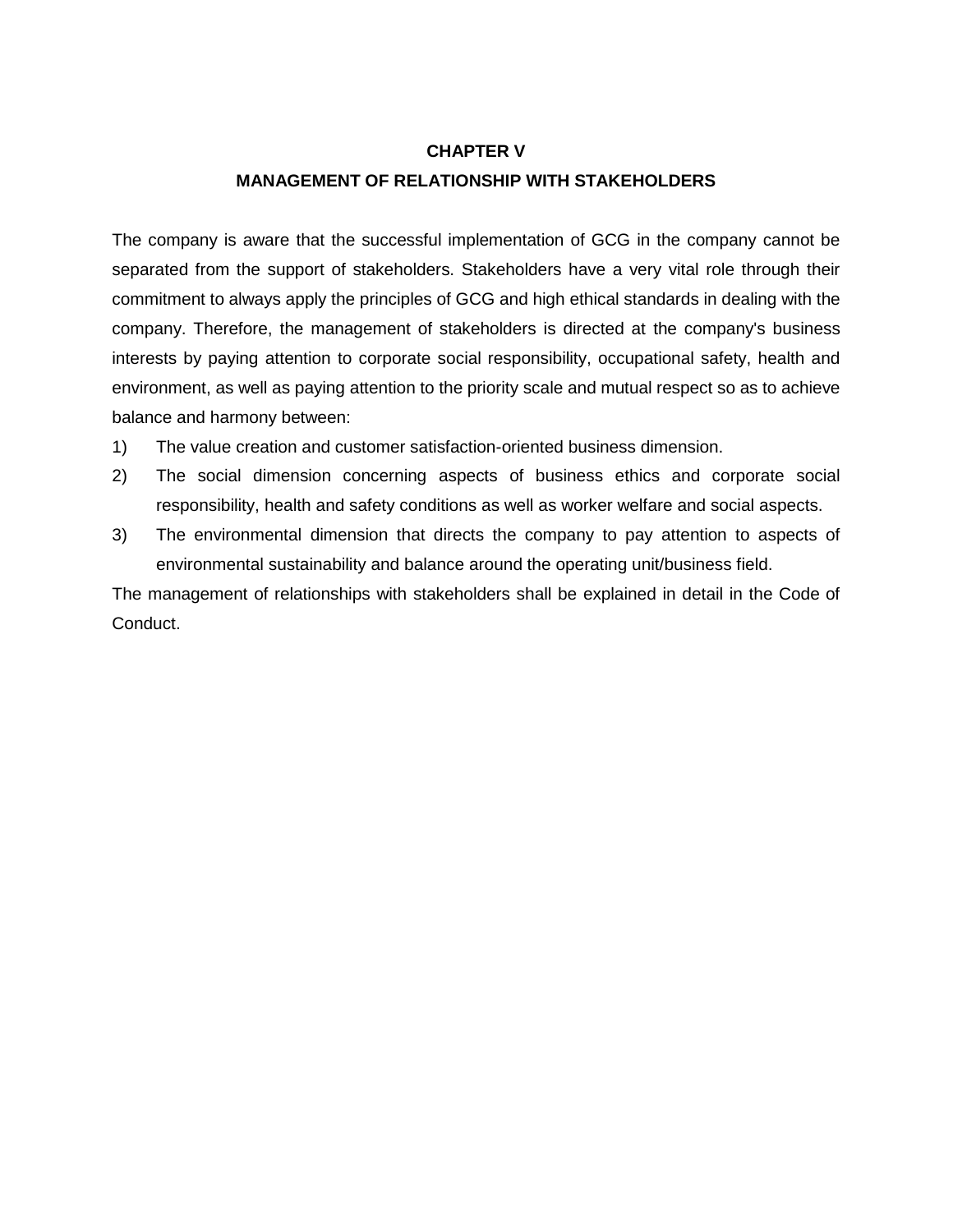# CHAPTER V

## MANAGEMENT OF RELATIONSHIP WITH STAKEHOLDERS

The company is aware that the successful implementation of GCG in the company cannot be separated from the support of stakeholders. Stakeholders have a very vital role through their commitment to always apply the principles of GCG and high ethical standards in dealing with the company. Therefore, the management of stakeholders is directed at the company's business interests by paying attention to corporate social responsibility, occupational safety, health and environment, as well as paying attention to the priority scale and mutual respect so as to achieve balance and harmony between:

1) The value creation and customer satisfaction-oriented business dimension.
2) The social dimension concerning aspects of business ethics and corporate social responsibility, health and safety conditions as well as worker welfare and social aspects.
3) The environmental dimension that directs the company to pay attention to aspects of environmental sustainability and balance around the operating unit/business field.

The management of relationships with stakeholders shall be explained in detail in the Code of Conduct.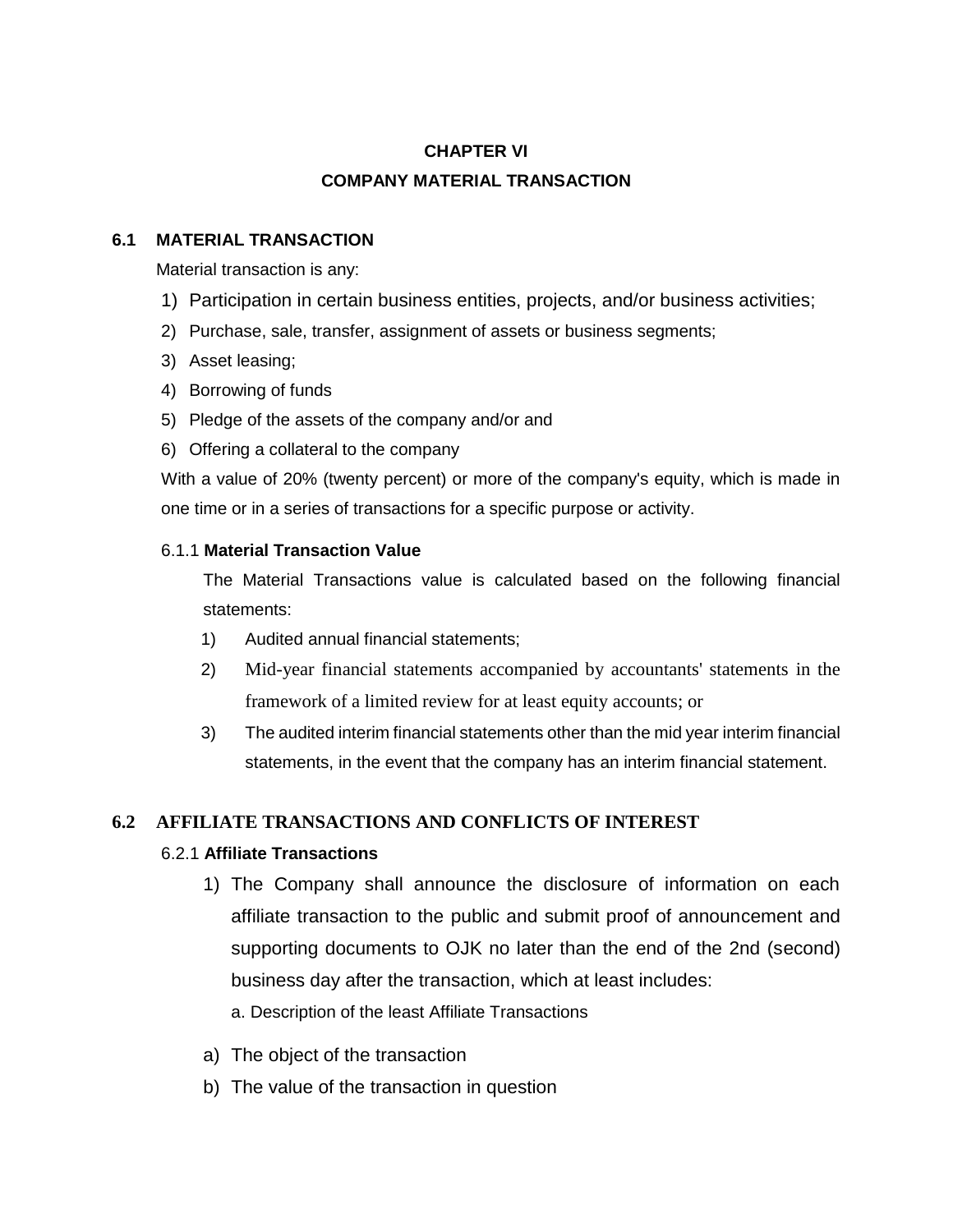# CHAPTER VI

# COMPANY MATERIAL TRANSACTION

## 6.1 MATERIAL TRANSACTION

Material transaction is any:

1) Participation in certain business entities, projects, and/or business activities;
2) Purchase, sale, transfer, assignment of assets or business segments;
3) Asset leasing;
4) Borrowing of funds
5) Pledge of the assets of the company and/or and
6) Offering a collateral to the company

With a value of 20% (twenty percent) or more of the company's equity, which is made in one time or in a series of transactions for a specific purpose or activity.

### 6.1.1 **Material Transaction Value**

The Material Transactions value is calculated based on the following financial statements:

1) Audited annual financial statements;
2) Mid-year financial statements accompanied by accountants' statements in the framework of a limited review for at least equity accounts; or
3) The audited interim financial statements other than the mid year interim financial statements, in the event that the company has an interim financial statement.

## 6.2 AFFILIATE TRANSACTIONS AND CONFLICTS OF INTEREST

### 6.2.1 **Affiliate Transactions**

1) The Company shall announce the disclosure of information on each affiliate transaction to the public and submit proof of announcement and supporting documents to OJK no later than the end of the 2nd (second) business day after the transaction, which at least includes:

   a. Description of the least Affiliate Transactions

a) The object of the transaction
b) The value of the transaction in question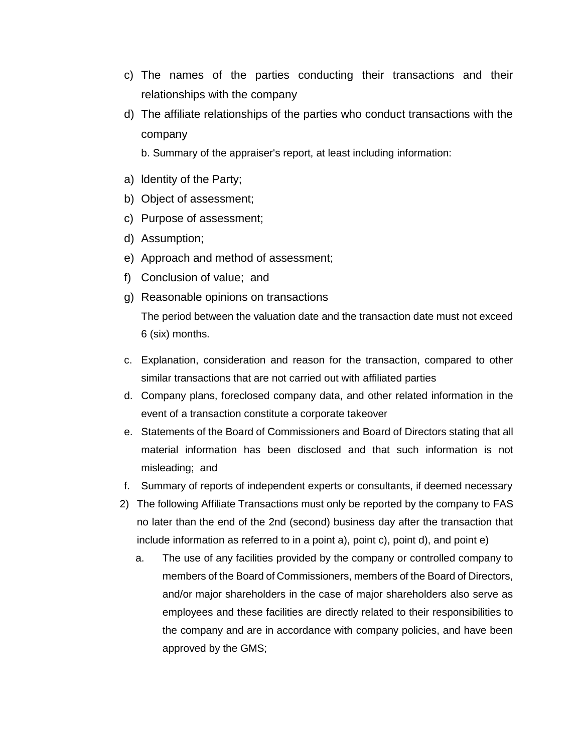c) The names of the parties conducting their transactions and their relationships with the company
d) The affiliate relationships of the parties who conduct transactions with the company

b. Summary of the appraiser's report, at least including information:

a) Identity of the Party;
b) Object of assessment;
c) Purpose of assessment;
d) Assumption;
e) Approach and method of assessment;
f) Conclusion of value; and
g) Reasonable opinions on transactions

The period between the valuation date and the transaction date must not exceed 6 (six) months.

c. Explanation, consideration and reason for the transaction, compared to other similar transactions that are not carried out with affiliated parties
d. Company plans, foreclosed company data, and other related information in the event of a transaction constitute a corporate takeover
e. Statements of the Board of Commissioners and Board of Directors stating that all material information has been disclosed and that such information is not misleading; and
f. Summary of reports of independent experts or consultants, if deemed necessary

2) The following Affiliate Transactions must only be reported by the company to FAS no later than the end of the 2nd (second) business day after the transaction that include information as referred to in a point a), point c), point d), and point e)
   a. The use of any facilities provided by the company or controlled company to members of the Board of Commissioners, members of the Board of Directors, and/or major shareholders in the case of major shareholders also serve as employees and these facilities are directly related to their responsibilities to the company and are in accordance with company policies, and have been approved by the GMS;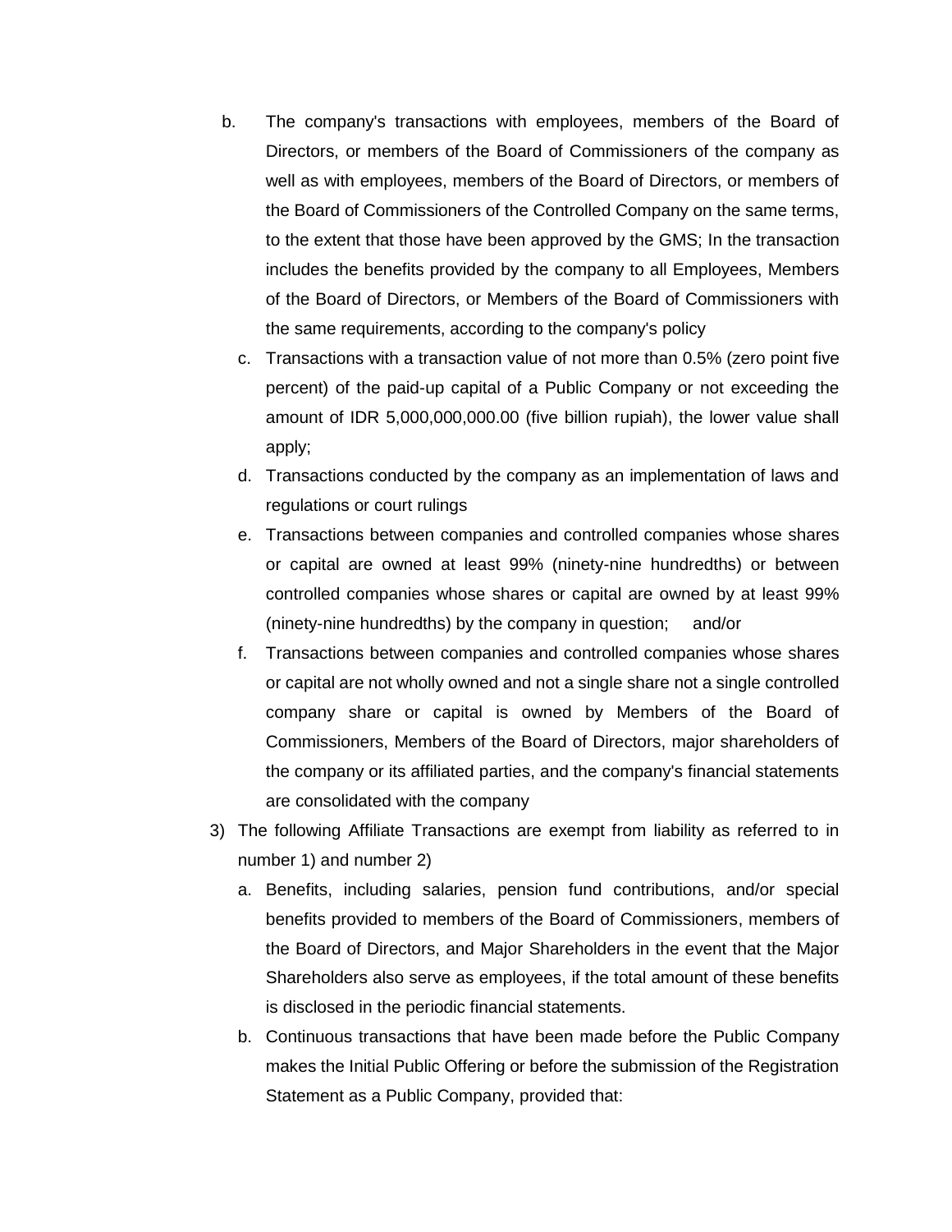b. The company's transactions with employees, members of the Board of Directors, or members of the Board of Commissioners of the company as well as with employees, members of the Board of Directors, or members of the Board of Commissioners of the Controlled Company on the same terms, to the extent that those have been approved by the GMS; In the transaction includes the benefits provided by the company to all Employees, Members of the Board of Directors, or Members of the Board of Commissioners with the same requirements, according to the company's policy

c. Transactions with a transaction value of not more than 0.5% (zero point five percent) of the paid-up capital of a Public Company or not exceeding the amount of IDR 5,000,000,000.00 (five billion rupiah), the lower value shall apply;

d. Transactions conducted by the company as an implementation of laws and regulations or court rulings

e. Transactions between companies and controlled companies whose shares or capital are owned at least 99% (ninety-nine hundredths) or between controlled companies whose shares or capital are owned by at least 99% (ninety-nine hundredths) by the company in question; and/or

f. Transactions between companies and controlled companies whose shares or capital are not wholly owned and not a single share not a single controlled company share or capital is owned by Members of the Board of Commissioners, Members of the Board of Directors, major shareholders of the company or its affiliated parties, and the company's financial statements are consolidated with the company

3) The following Affiliate Transactions are exempt from liability as referred to in number 1) and number 2)

   a. Benefits, including salaries, pension fund contributions, and/or special benefits provided to members of the Board of Commissioners, members of the Board of Directors, and Major Shareholders in the event that the Major Shareholders also serve as employees, if the total amount of these benefits is disclosed in the periodic financial statements.

   b. Continuous transactions that have been made before the Public Company makes the Initial Public Offering or before the submission of the Registration Statement as a Public Company, provided that: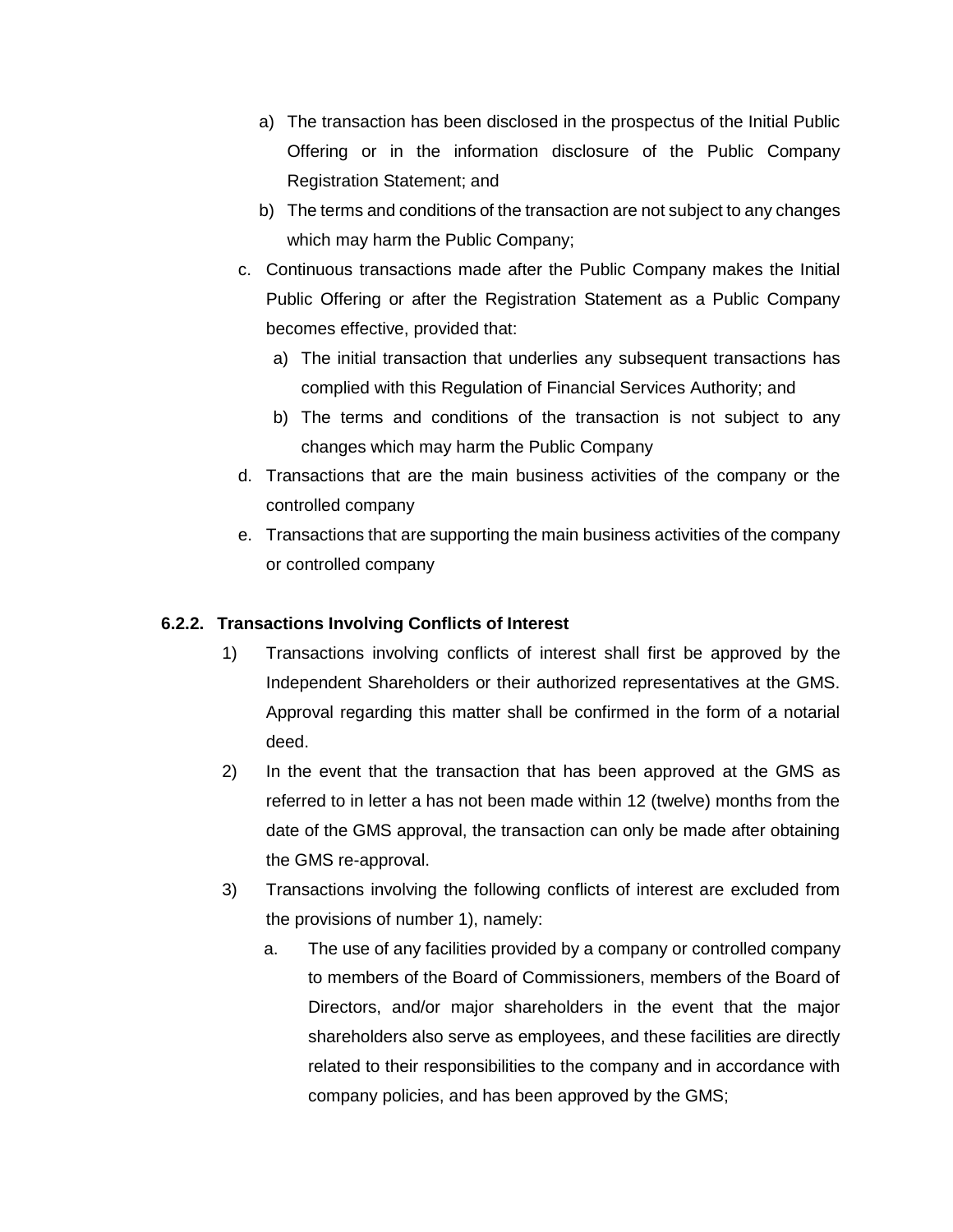a) The transaction has been disclosed in the prospectus of the Initial Public Offering or in the information disclosure of the Public Company Registration Statement; and
   b) The terms and conditions of the transaction are not subject to any changes which may harm the Public Company;

c. Continuous transactions made after the Public Company makes the Initial Public Offering or after the Registration Statement as a Public Company becomes effective, provided that:
   a) The initial transaction that underlies any subsequent transactions has complied with this Regulation of Financial Services Authority; and
   b) The terms and conditions of the transaction is not subject to any changes which may harm the Public Company
d. Transactions that are the main business activities of the company or the controlled company
e. Transactions that are supporting the main business activities of the company or controlled company

**6.2.2. Transactions Involving Conflicts of Interest**

1) Transactions involving conflicts of interest shall first be approved by the Independent Shareholders or their authorized representatives at the GMS. Approval regarding this matter shall be confirmed in the form of a notarial deed.
2) In the event that the transaction that has been approved at the GMS as referred to in letter a has not been made within 12 (twelve) months from the date of the GMS approval, the transaction can only be made after obtaining the GMS re-approval.
3) Transactions involving the following conflicts of interest are excluded from the provisions of number 1), namely:
   a. The use of any facilities provided by a company or controlled company to members of the Board of Commissioners, members of the Board of Directors, and/or major shareholders in the event that the major shareholders also serve as employees, and these facilities are directly related to their responsibilities to the company and in accordance with company policies, and has been approved by the GMS;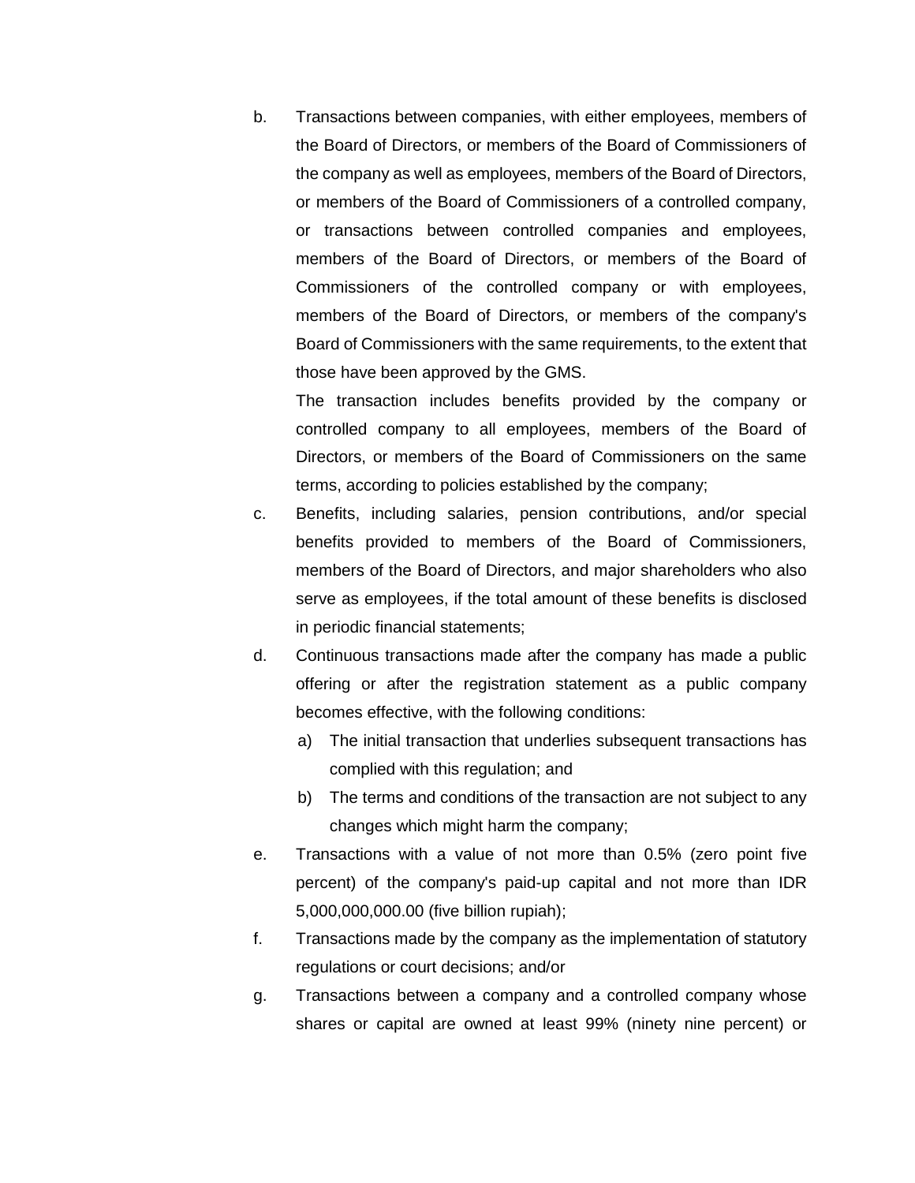b. Transactions between companies, with either employees, members of the Board of Directors, or members of the Board of Commissioners of the company as well as employees, members of the Board of Directors, or members of the Board of Commissioners of a controlled company, or transactions between controlled companies and employees, members of the Board of Directors, or members of the Board of Commissioners of the controlled company or with employees, members of the Board of Directors, or members of the company's Board of Commissioners with the same requirements, to the extent that those have been approved by the GMS.

   The transaction includes benefits provided by the company or controlled company to all employees, members of the Board of Directors, or members of the Board of Commissioners on the same terms, according to policies established by the company;

c. Benefits, including salaries, pension contributions, and/or special benefits provided to members of the Board of Commissioners, members of the Board of Directors, and major shareholders who also serve as employees, if the total amount of these benefits is disclosed in periodic financial statements;

d. Continuous transactions made after the company has made a public offering or after the registration statement as a public company becomes effective, with the following conditions:

   a) The initial transaction that underlies subsequent transactions has complied with this regulation; and

   b) The terms and conditions of the transaction are not subject to any changes which might harm the company;

e. Transactions with a value of not more than 0.5% (zero point five percent) of the company's paid-up capital and not more than IDR 5,000,000,000.00 (five billion rupiah);

f. Transactions made by the company as the implementation of statutory regulations or court decisions; and/or

g. Transactions between a company and a controlled company whose shares or capital are owned at least 99% (ninety nine percent) or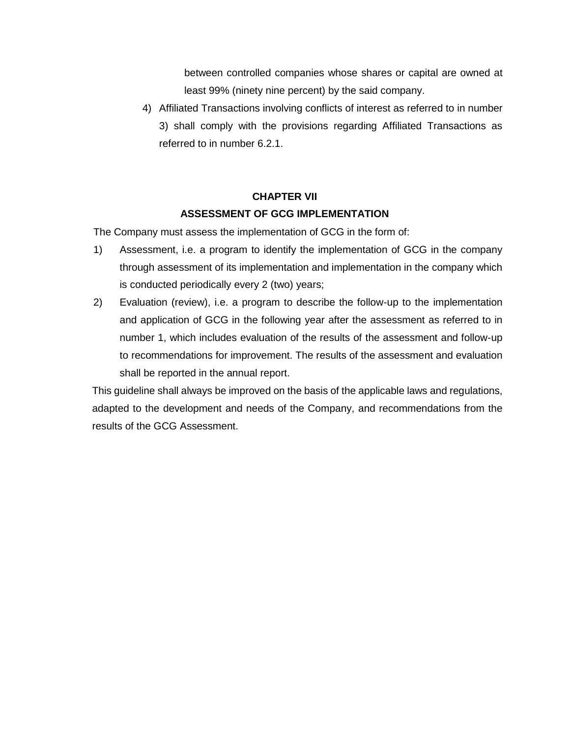between controlled companies whose shares or capital are owned at least 99% (ninety nine percent) by the said company.

4) Affiliated Transactions involving conflicts of interest as referred to in number 3) shall comply with the provisions regarding Affiliated Transactions as referred to in number 6.2.1.

## CHAPTER VII
## ASSESSMENT OF GCG IMPLEMENTATION

The Company must assess the implementation of GCG in the form of:

1) Assessment, i.e. a program to identify the implementation of GCG in the company through assessment of its implementation and implementation in the company which is conducted periodically every 2 (two) years;
2) Evaluation (review), i.e. a program to describe the follow-up to the implementation and application of GCG in the following year after the assessment as referred to in number 1, which includes evaluation of the results of the assessment and follow-up to recommendations for improvement. The results of the assessment and evaluation shall be reported in the annual report.

This guideline shall always be improved on the basis of the applicable laws and regulations, adapted to the development and needs of the Company, and recommendations from the results of the GCG Assessment.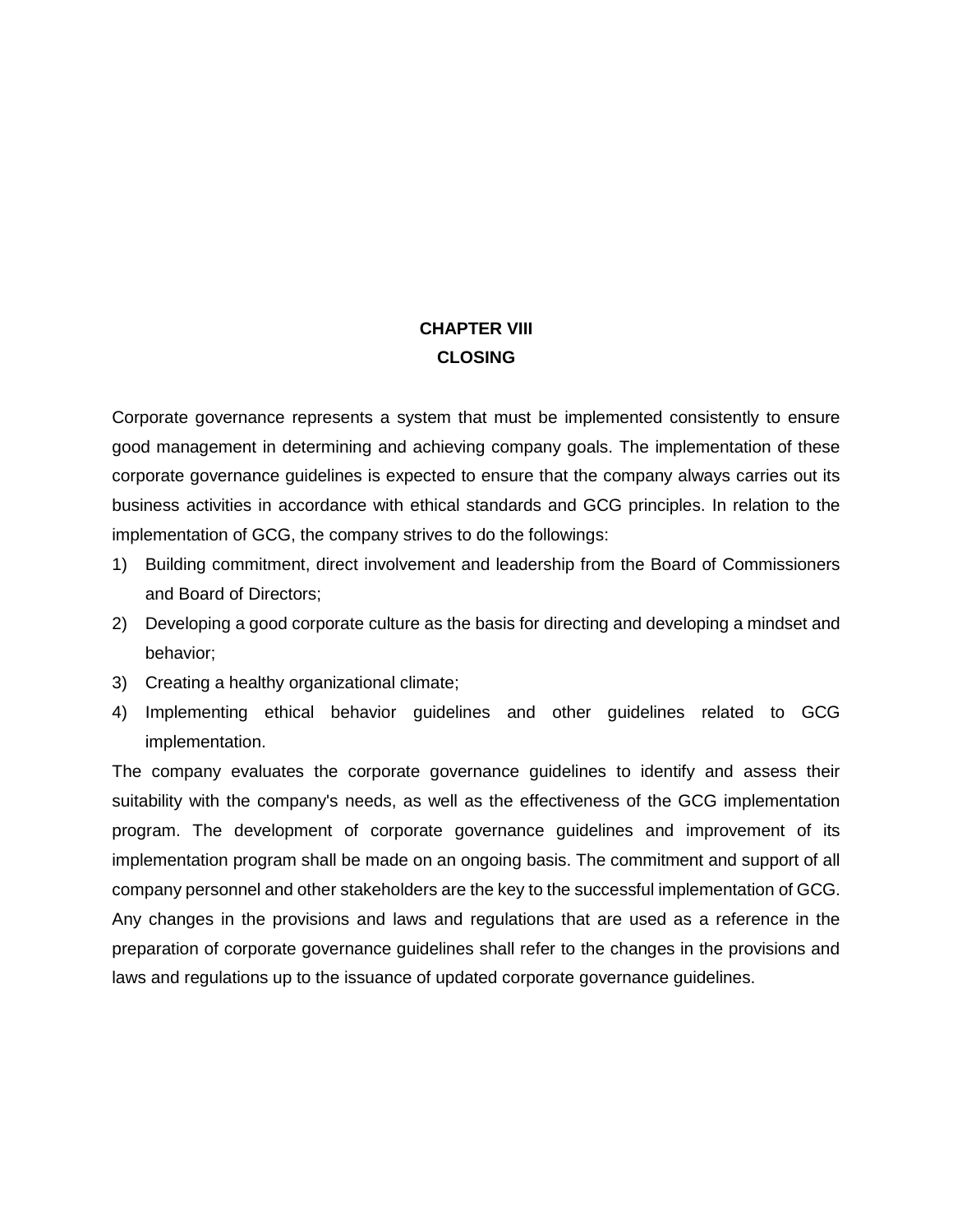# CHAPTER VIII
# CLOSING

Corporate governance represents a system that must be implemented consistently to ensure good management in determining and achieving company goals. The implementation of these corporate governance guidelines is expected to ensure that the company always carries out its business activities in accordance with ethical standards and GCG principles. In relation to the implementation of GCG, the company strives to do the followings:

1) Building commitment, direct involvement and leadership from the Board of Commissioners and Board of Directors;
2) Developing a good corporate culture as the basis for directing and developing a mindset and behavior;
3) Creating a healthy organizational climate;
4) Implementing ethical behavior guidelines and other guidelines related to GCG implementation.

The company evaluates the corporate governance guidelines to identify and assess their suitability with the company's needs, as well as the effectiveness of the GCG implementation program. The development of corporate governance guidelines and improvement of its implementation program shall be made on an ongoing basis. The commitment and support of all company personnel and other stakeholders are the key to the successful implementation of GCG. Any changes in the provisions and laws and regulations that are used as a reference in the preparation of corporate governance guidelines shall refer to the changes in the provisions and laws and regulations up to the issuance of updated corporate governance guidelines.